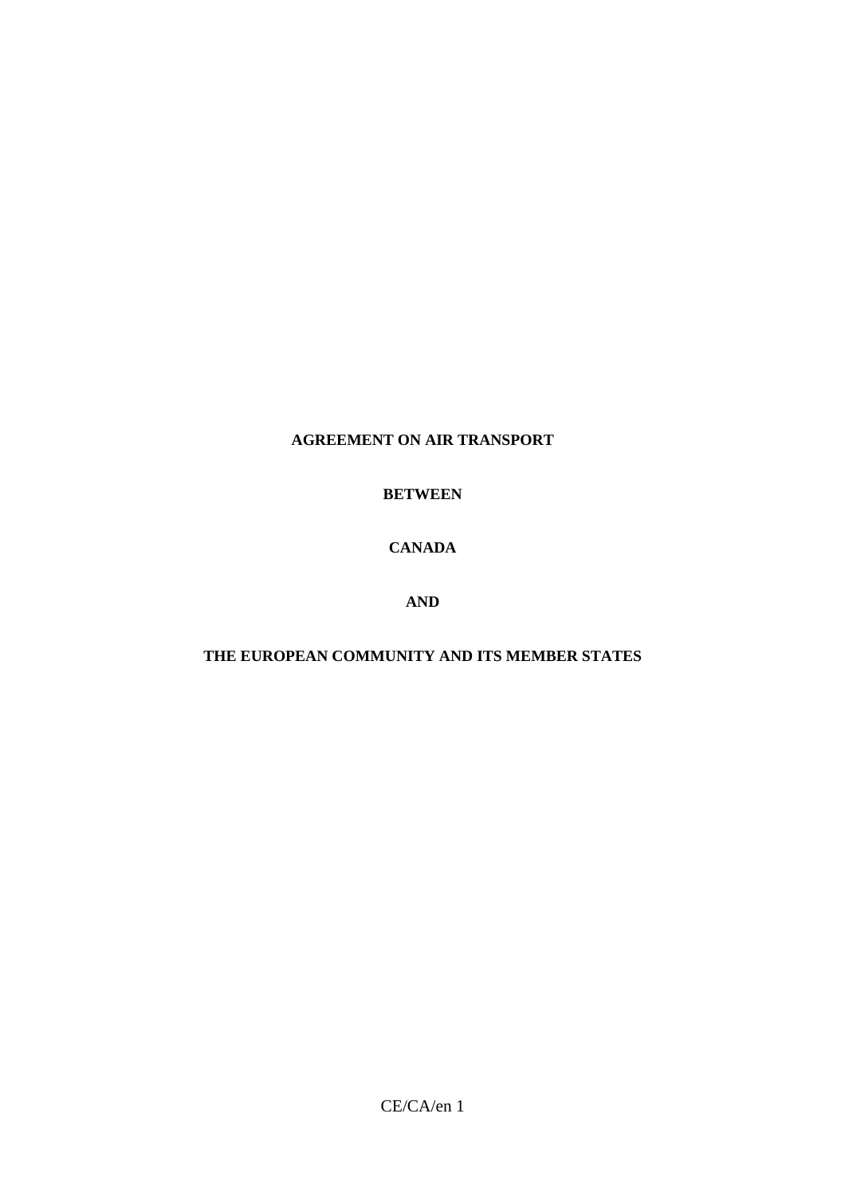# AGREEMENT ON AIR TRANSPORT

# BETWEEN

# CANADA

# AND

# THE EUROPEAN COMMUNITY AND ITS MEMBER STATES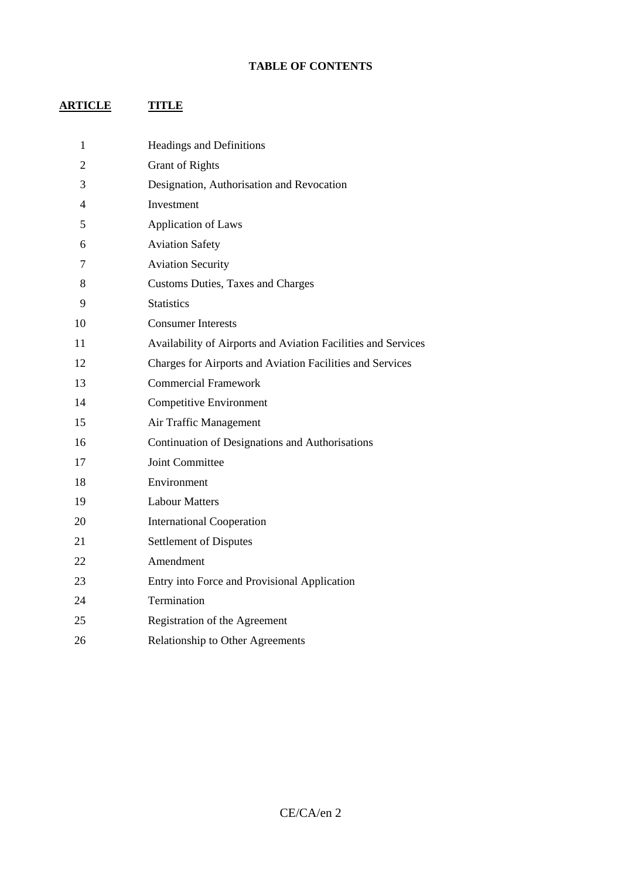**TABLE OF CONTENTS**

| ARTICLE | TITLE |
|---|---|
| 1 | Headings and Definitions |
| 2 | Grant of Rights |
| 3 | Designation, Authorisation and Revocation |
| 4 | Investment |
| 5 | Application of Laws |
| 6 | Aviation Safety |
| 7 | Aviation Security |
| 8 | Customs Duties, Taxes and Charges |
| 9 | Statistics |
| 10 | Consumer Interests |
| 11 | Availability of Airports and Aviation Facilities and Services |
| 12 | Charges for Airports and Aviation Facilities and Services |
| 13 | Commercial Framework |
| 14 | Competitive Environment |
| 15 | Air Traffic Management |
| 16 | Continuation of Designations and Authorisations |
| 17 | Joint Committee |
| 18 | Environment |
| 19 | Labour Matters |
| 20 | International Cooperation |
| 21 | Settlement of Disputes |
| 22 | Amendment |
| 23 | Entry into Force and Provisional Application |
| 24 | Termination |
| 25 | Registration of the Agreement |
| 26 | Relationship to Other Agreements |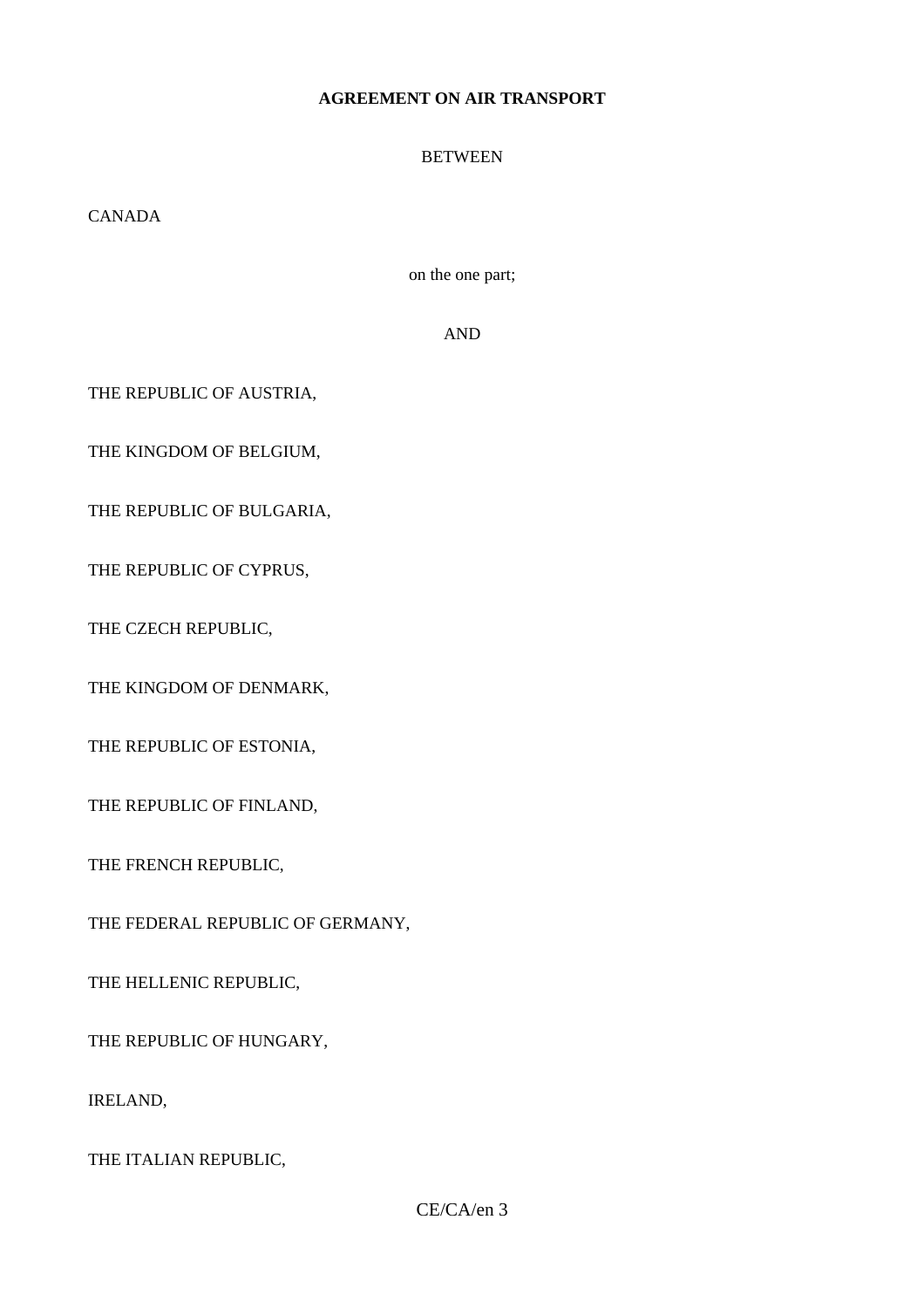**AGREEMENT ON AIR TRANSPORT**

BETWEEN

CANADA

on the one part;

AND

THE REPUBLIC OF AUSTRIA,

THE KINGDOM OF BELGIUM,

THE REPUBLIC OF BULGARIA,

THE REPUBLIC OF CYPRUS,

THE CZECH REPUBLIC,

THE KINGDOM OF DENMARK,

THE REPUBLIC OF ESTONIA,

THE REPUBLIC OF FINLAND,

THE FRENCH REPUBLIC,

THE FEDERAL REPUBLIC OF GERMANY,

THE HELLENIC REPUBLIC,

THE REPUBLIC OF HUNGARY,

IRELAND,

THE ITALIAN REPUBLIC,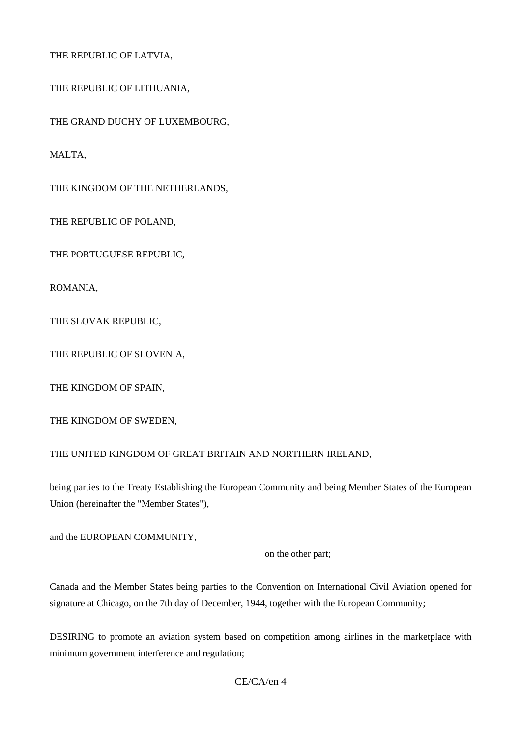THE REPUBLIC OF LATVIA,

THE REPUBLIC OF LITHUANIA,

THE GRAND DUCHY OF LUXEMBOURG,

MALTA,

THE KINGDOM OF THE NETHERLANDS,

THE REPUBLIC OF POLAND,

THE PORTUGUESE REPUBLIC,

ROMANIA,

THE SLOVAK REPUBLIC,

THE REPUBLIC OF SLOVENIA,

THE KINGDOM OF SPAIN,

THE KINGDOM OF SWEDEN,

THE UNITED KINGDOM OF GREAT BRITAIN AND NORTHERN IRELAND,

being parties to the Treaty Establishing the European Community and being Member States of the European Union (hereinafter the "Member States"),

and the EUROPEAN COMMUNITY,

on the other part;

Canada and the Member States being parties to the Convention on International Civil Aviation opened for signature at Chicago, on the 7th day of December, 1944, together with the European Community;

DESIRING to promote an aviation system based on competition among airlines in the marketplace with minimum government interference and regulation;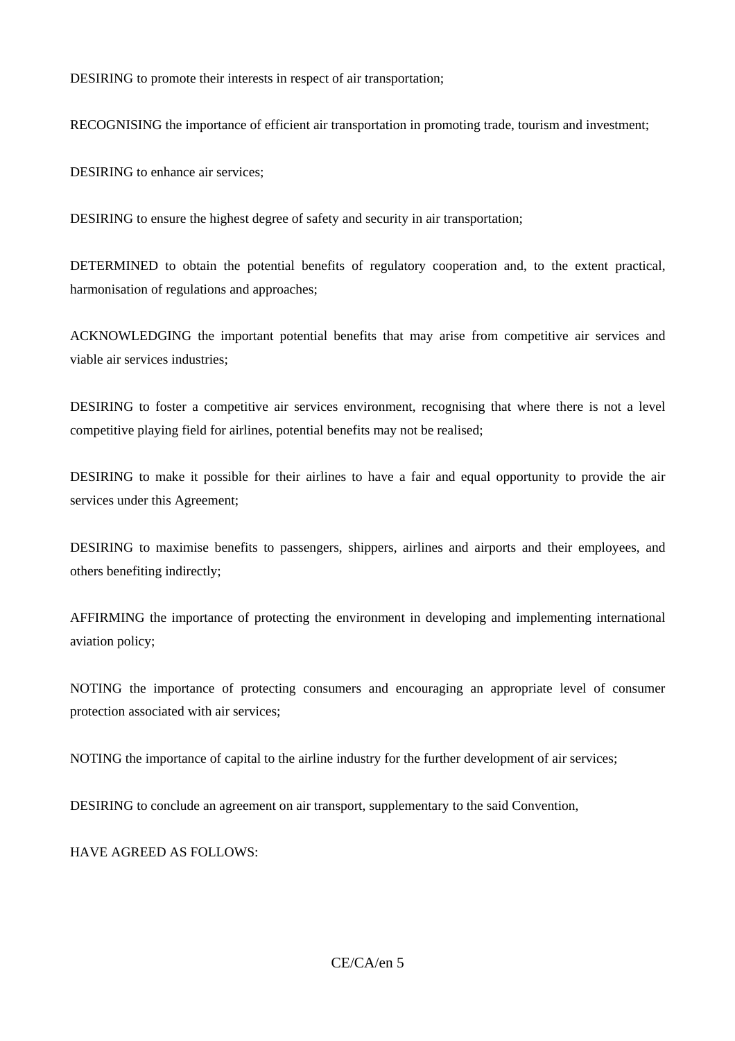DESIRING to promote their interests in respect of air transportation;

RECOGNISING the importance of efficient air transportation in promoting trade, tourism and investment;

DESIRING to enhance air services;

DESIRING to ensure the highest degree of safety and security in air transportation;

DETERMINED to obtain the potential benefits of regulatory cooperation and, to the extent practical, harmonisation of regulations and approaches;

ACKNOWLEDGING the important potential benefits that may arise from competitive air services and viable air services industries;

DESIRING to foster a competitive air services environment, recognising that where there is not a level competitive playing field for airlines, potential benefits may not be realised;

DESIRING to make it possible for their airlines to have a fair and equal opportunity to provide the air services under this Agreement;

DESIRING to maximise benefits to passengers, shippers, airlines and airports and their employees, and others benefiting indirectly;

AFFIRMING the importance of protecting the environment in developing and implementing international aviation policy;

NOTING the importance of protecting consumers and encouraging an appropriate level of consumer protection associated with air services;

NOTING the importance of capital to the airline industry for the further development of air services;

DESIRING to conclude an agreement on air transport, supplementary to the said Convention,

HAVE AGREED AS FOLLOWS: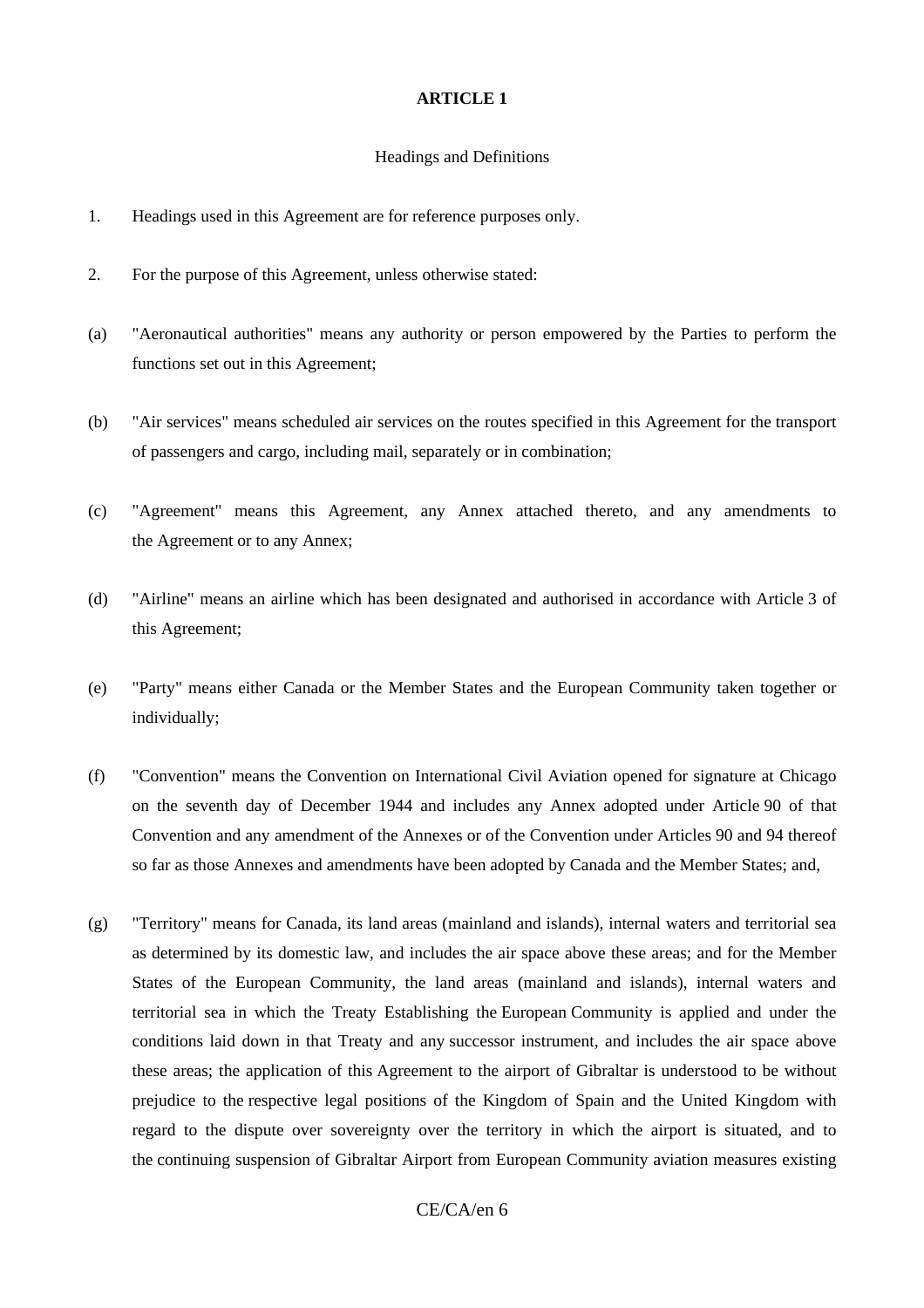## ARTICLE 1

### Headings and Definitions

1. Headings used in this Agreement are for reference purposes only.

2. For the purpose of this Agreement, unless otherwise stated:

(a) "Aeronautical authorities" means any authority or person empowered by the Parties to perform the functions set out in this Agreement;

(b) "Air services" means scheduled air services on the routes specified in this Agreement for the transport of passengers and cargo, including mail, separately or in combination;

(c) "Agreement" means this Agreement, any Annex attached thereto, and any amendments to the Agreement or to any Annex;

(d) "Airline" means an airline which has been designated and authorised in accordance with Article 3 of this Agreement;

(e) "Party" means either Canada or the Member States and the European Community taken together or individually;

(f) "Convention" means the Convention on International Civil Aviation opened for signature at Chicago on the seventh day of December 1944 and includes any Annex adopted under Article 90 of that Convention and any amendment of the Annexes or of the Convention under Articles 90 and 94 thereof so far as those Annexes and amendments have been adopted by Canada and the Member States; and,

(g) "Territory" means for Canada, its land areas (mainland and islands), internal waters and territorial sea as determined by its domestic law, and includes the air space above these areas; and for the Member States of the European Community, the land areas (mainland and islands), internal waters and territorial sea in which the Treaty Establishing the European Community is applied and under the conditions laid down in that Treaty and any successor instrument, and includes the air space above these areas; the application of this Agreement to the airport of Gibraltar is understood to be without prejudice to the respective legal positions of the Kingdom of Spain and the United Kingdom with regard to the dispute over sovereignty over the territory in which the airport is situated, and to the continuing suspension of Gibraltar Airport from European Community aviation measures existing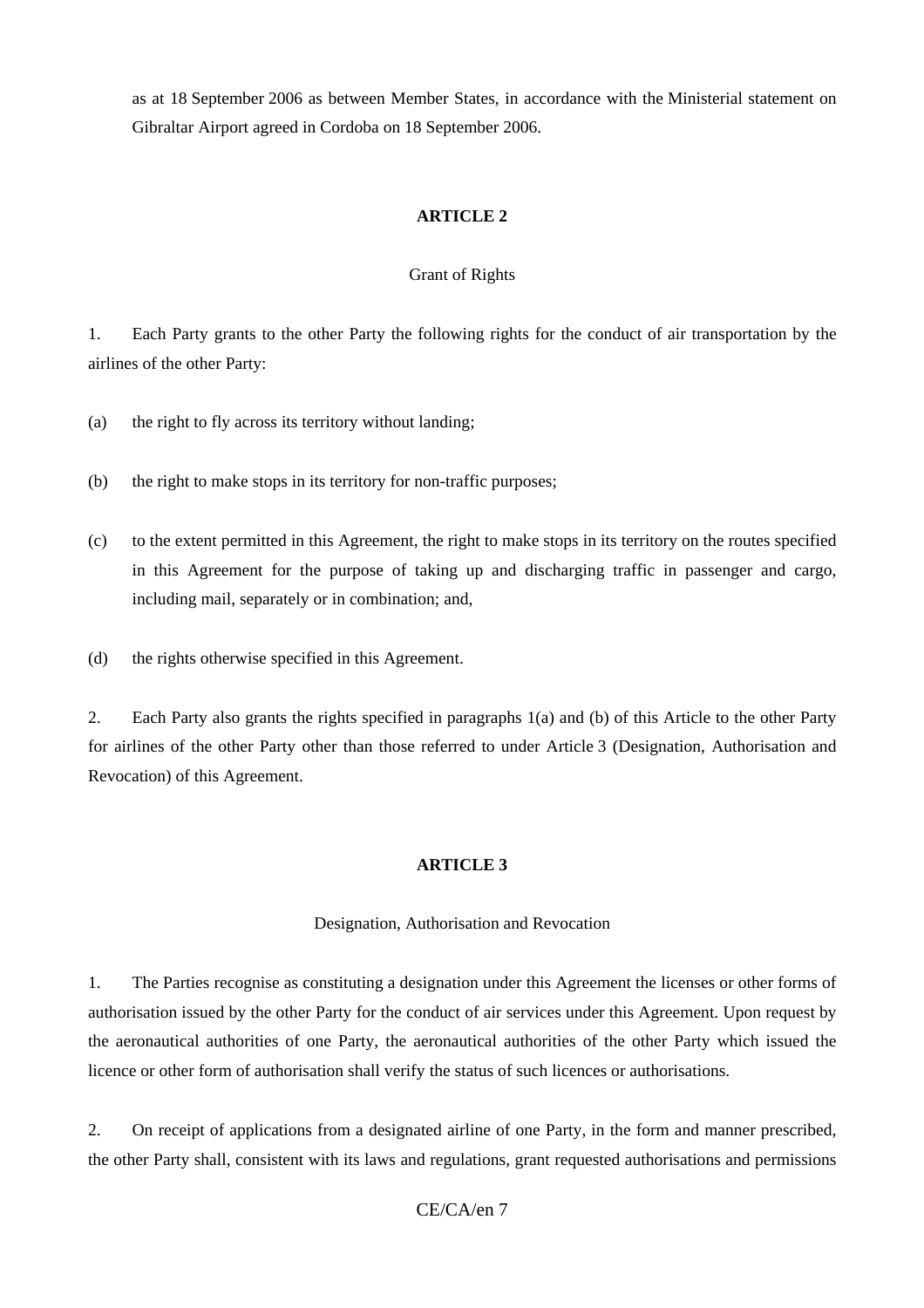as at 18 September 2006 as between Member States, in accordance with the Ministerial statement on Gibraltar Airport agreed in Cordoba on 18 September 2006.

## ARTICLE 2

### Grant of Rights

1. Each Party grants to the other Party the following rights for the conduct of air transportation by the airlines of the other Party:

(a) the right to fly across its territory without landing;

(b) the right to make stops in its territory for non-traffic purposes;

(c) to the extent permitted in this Agreement, the right to make stops in its territory on the routes specified in this Agreement for the purpose of taking up and discharging traffic in passenger and cargo, including mail, separately or in combination; and,

(d) the rights otherwise specified in this Agreement.

2. Each Party also grants the rights specified in paragraphs 1(a) and (b) of this Article to the other Party for airlines of the other Party other than those referred to under Article 3 (Designation, Authorisation and Revocation) of this Agreement.

## ARTICLE 3

### Designation, Authorisation and Revocation

1. The Parties recognise as constituting a designation under this Agreement the licenses or other forms of authorisation issued by the other Party for the conduct of air services under this Agreement. Upon request by the aeronautical authorities of one Party, the aeronautical authorities of the other Party which issued the licence or other form of authorisation shall verify the status of such licences or authorisations.

2. On receipt of applications from a designated airline of one Party, in the form and manner prescribed, the other Party shall, consistent with its laws and regulations, grant requested authorisations and permissions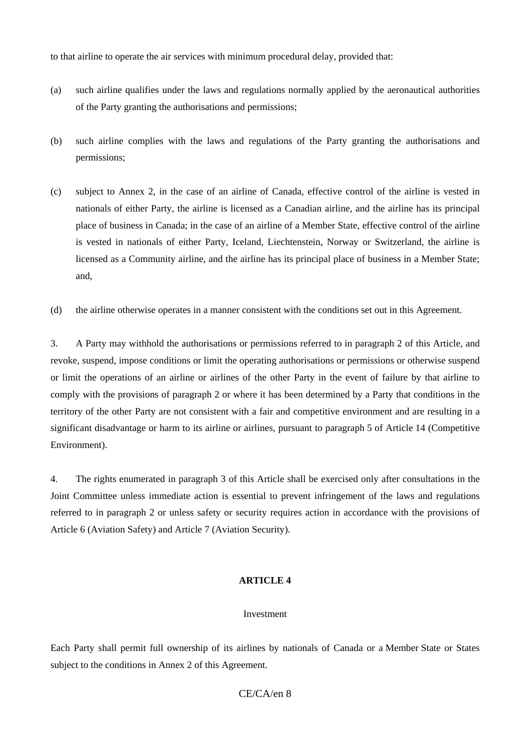to that airline to operate the air services with minimum procedural delay, provided that:

(a) such airline qualifies under the laws and regulations normally applied by the aeronautical authorities of the Party granting the authorisations and permissions;

(b) such airline complies with the laws and regulations of the Party granting the authorisations and permissions;

(c) subject to Annex 2, in the case of an airline of Canada, effective control of the airline is vested in nationals of either Party, the airline is licensed as a Canadian airline, and the airline has its principal place of business in Canada; in the case of an airline of a Member State, effective control of the airline is vested in nationals of either Party, Iceland, Liechtenstein, Norway or Switzerland, the airline is licensed as a Community airline, and the airline has its principal place of business in a Member State; and,

(d) the airline otherwise operates in a manner consistent with the conditions set out in this Agreement.

3. A Party may withhold the authorisations or permissions referred to in paragraph 2 of this Article, and revoke, suspend, impose conditions or limit the operating authorisations or permissions or otherwise suspend or limit the operations of an airline or airlines of the other Party in the event of failure by that airline to comply with the provisions of paragraph 2 or where it has been determined by a Party that conditions in the territory of the other Party are not consistent with a fair and competitive environment and are resulting in a significant disadvantage or harm to its airline or airlines, pursuant to paragraph 5 of Article 14 (Competitive Environment).

4. The rights enumerated in paragraph 3 of this Article shall be exercised only after consultations in the Joint Committee unless immediate action is essential to prevent infringement of the laws and regulations referred to in paragraph 2 or unless safety or security requires action in accordance with the provisions of Article 6 (Aviation Safety) and Article 7 (Aviation Security).

## ARTICLE 4

### Investment

Each Party shall permit full ownership of its airlines by nationals of Canada or a Member State or States subject to the conditions in Annex 2 of this Agreement.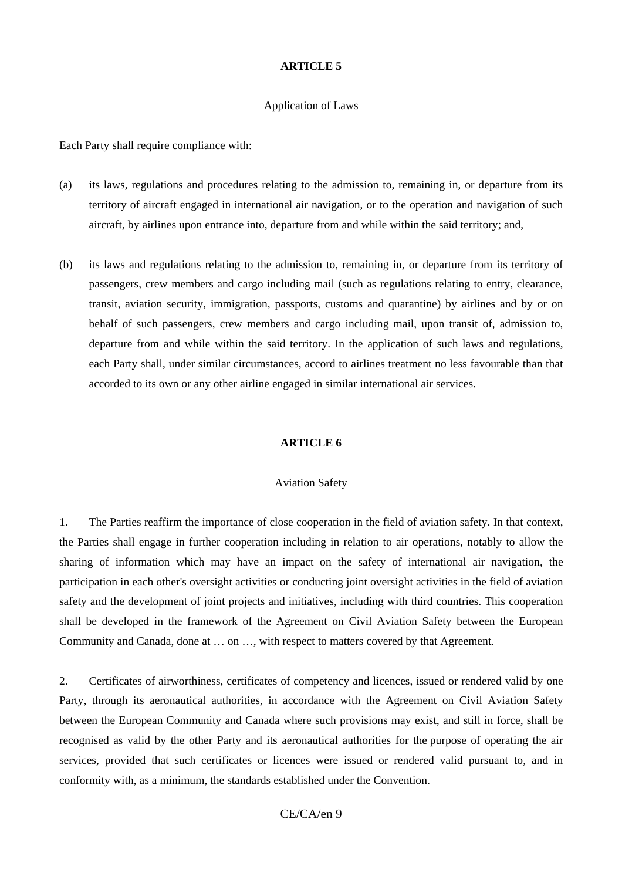## ARTICLE 5

Application of Laws

Each Party shall require compliance with:

(a) its laws, regulations and procedures relating to the admission to, remaining in, or departure from its territory of aircraft engaged in international air navigation, or to the operation and navigation of such aircraft, by airlines upon entrance into, departure from and while within the said territory; and,

(b) its laws and regulations relating to the admission to, remaining in, or departure from its territory of passengers, crew members and cargo including mail (such as regulations relating to entry, clearance, transit, aviation security, immigration, passports, customs and quarantine) by airlines and by or on behalf of such passengers, crew members and cargo including mail, upon transit of, admission to, departure from and while within the said territory. In the application of such laws and regulations, each Party shall, under similar circumstances, accord to airlines treatment no less favourable than that accorded to its own or any other airline engaged in similar international air services.

## ARTICLE 6

Aviation Safety

1. The Parties reaffirm the importance of close cooperation in the field of aviation safety. In that context, the Parties shall engage in further cooperation including in relation to air operations, notably to allow the sharing of information which may have an impact on the safety of international air navigation, the participation in each other's oversight activities or conducting joint oversight activities in the field of aviation safety and the development of joint projects and initiatives, including with third countries. This cooperation shall be developed in the framework of the Agreement on Civil Aviation Safety between the European Community and Canada, done at … on …, with respect to matters covered by that Agreement.

2. Certificates of airworthiness, certificates of competency and licences, issued or rendered valid by one Party, through its aeronautical authorities, in accordance with the Agreement on Civil Aviation Safety between the European Community and Canada where such provisions may exist, and still in force, shall be recognised as valid by the other Party and its aeronautical authorities for the purpose of operating the air services, provided that such certificates or licences were issued or rendered valid pursuant to, and in conformity with, as a minimum, the standards established under the Convention.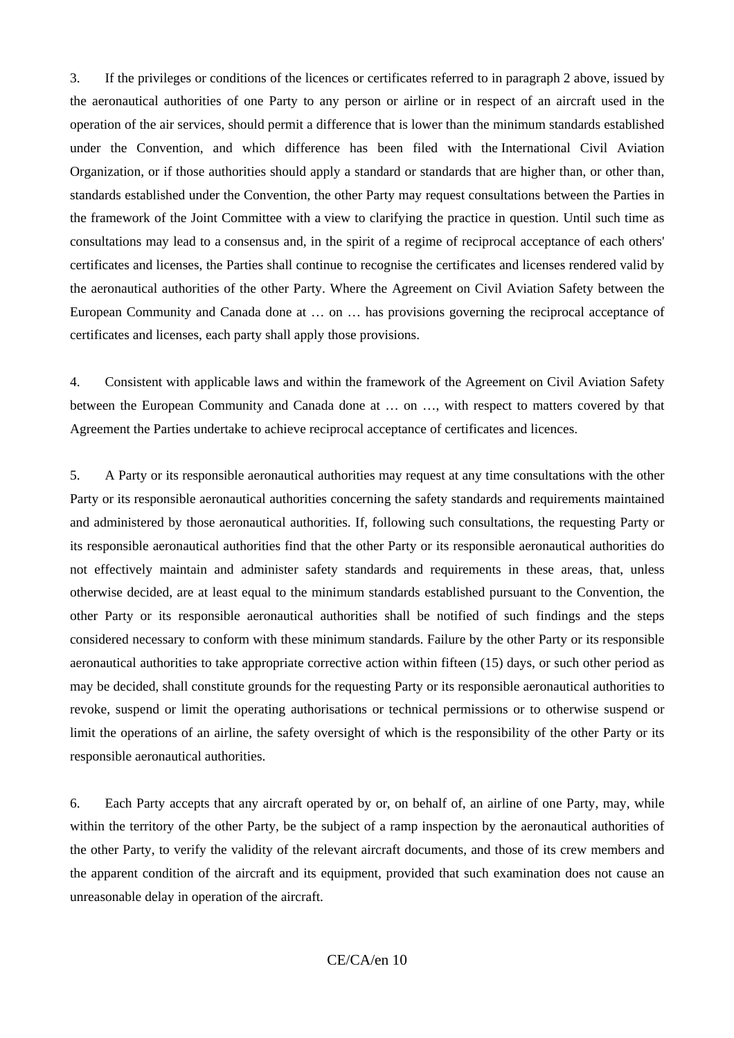3. If the privileges or conditions of the licences or certificates referred to in paragraph 2 above, issued by the aeronautical authorities of one Party to any person or airline or in respect of an aircraft used in the operation of the air services, should permit a difference that is lower than the minimum standards established under the Convention, and which difference has been filed with the International Civil Aviation Organization, or if those authorities should apply a standard or standards that are higher than, or other than, standards established under the Convention, the other Party may request consultations between the Parties in the framework of the Joint Committee with a view to clarifying the practice in question. Until such time as consultations may lead to a consensus and, in the spirit of a regime of reciprocal acceptance of each others' certificates and licenses, the Parties shall continue to recognise the certificates and licenses rendered valid by the aeronautical authorities of the other Party. Where the Agreement on Civil Aviation Safety between the European Community and Canada done at … on … has provisions governing the reciprocal acceptance of certificates and licenses, each party shall apply those provisions.

4. Consistent with applicable laws and within the framework of the Agreement on Civil Aviation Safety between the European Community and Canada done at … on …, with respect to matters covered by that Agreement the Parties undertake to achieve reciprocal acceptance of certificates and licences.

5. A Party or its responsible aeronautical authorities may request at any time consultations with the other Party or its responsible aeronautical authorities concerning the safety standards and requirements maintained and administered by those aeronautical authorities. If, following such consultations, the requesting Party or its responsible aeronautical authorities find that the other Party or its responsible aeronautical authorities do not effectively maintain and administer safety standards and requirements in these areas, that, unless otherwise decided, are at least equal to the minimum standards established pursuant to the Convention, the other Party or its responsible aeronautical authorities shall be notified of such findings and the steps considered necessary to conform with these minimum standards. Failure by the other Party or its responsible aeronautical authorities to take appropriate corrective action within fifteen (15) days, or such other period as may be decided, shall constitute grounds for the requesting Party or its responsible aeronautical authorities to revoke, suspend or limit the operating authorisations or technical permissions or to otherwise suspend or limit the operations of an airline, the safety oversight of which is the responsibility of the other Party or its responsible aeronautical authorities.

6. Each Party accepts that any aircraft operated by or, on behalf of, an airline of one Party, may, while within the territory of the other Party, be the subject of a ramp inspection by the aeronautical authorities of the other Party, to verify the validity of the relevant aircraft documents, and those of its crew members and the apparent condition of the aircraft and its equipment, provided that such examination does not cause an unreasonable delay in operation of the aircraft.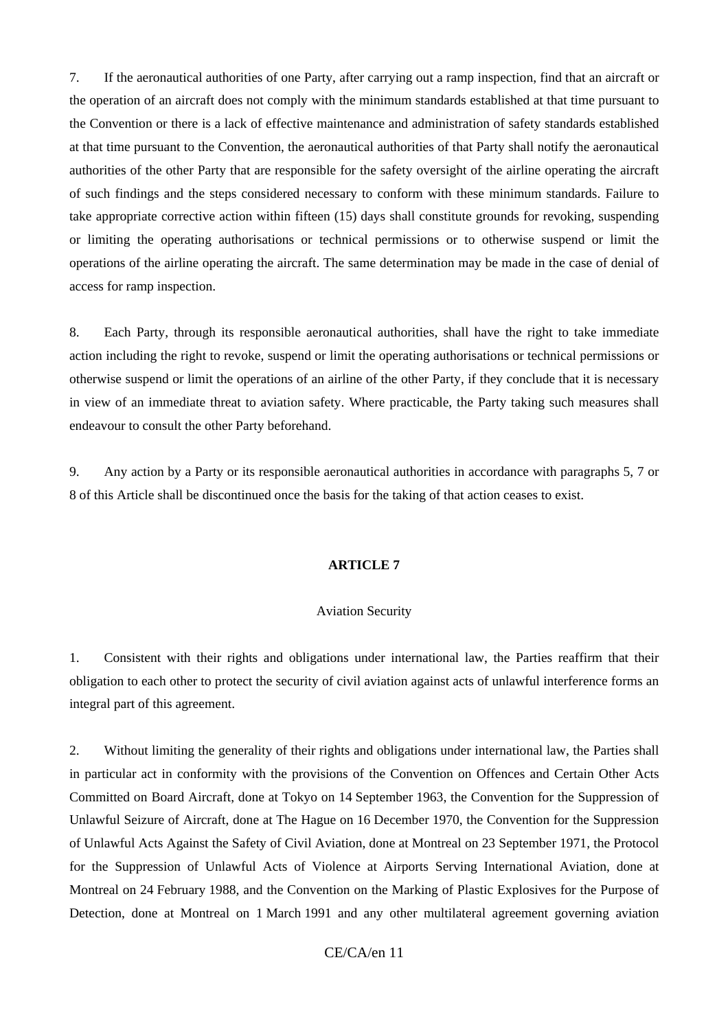7. If the aeronautical authorities of one Party, after carrying out a ramp inspection, find that an aircraft or the operation of an aircraft does not comply with the minimum standards established at that time pursuant to the Convention or there is a lack of effective maintenance and administration of safety standards established at that time pursuant to the Convention, the aeronautical authorities of that Party shall notify the aeronautical authorities of the other Party that are responsible for the safety oversight of the airline operating the aircraft of such findings and the steps considered necessary to conform with these minimum standards. Failure to take appropriate corrective action within fifteen (15) days shall constitute grounds for revoking, suspending or limiting the operating authorisations or technical permissions or to otherwise suspend or limit the operations of the airline operating the aircraft. The same determination may be made in the case of denial of access for ramp inspection.

8. Each Party, through its responsible aeronautical authorities, shall have the right to take immediate action including the right to revoke, suspend or limit the operating authorisations or technical permissions or otherwise suspend or limit the operations of an airline of the other Party, if they conclude that it is necessary in view of an immediate threat to aviation safety. Where practicable, the Party taking such measures shall endeavour to consult the other Party beforehand.

9. Any action by a Party or its responsible aeronautical authorities in accordance with paragraphs 5, 7 or 8 of this Article shall be discontinued once the basis for the taking of that action ceases to exist.

## ARTICLE 7

### Aviation Security

1. Consistent with their rights and obligations under international law, the Parties reaffirm that their obligation to each other to protect the security of civil aviation against acts of unlawful interference forms an integral part of this agreement.

2. Without limiting the generality of their rights and obligations under international law, the Parties shall in particular act in conformity with the provisions of the Convention on Offences and Certain Other Acts Committed on Board Aircraft, done at Tokyo on 14 September 1963, the Convention for the Suppression of Unlawful Seizure of Aircraft, done at The Hague on 16 December 1970, the Convention for the Suppression of Unlawful Acts Against the Safety of Civil Aviation, done at Montreal on 23 September 1971, the Protocol for the Suppression of Unlawful Acts of Violence at Airports Serving International Aviation, done at Montreal on 24 February 1988, and the Convention on the Marking of Plastic Explosives for the Purpose of Detection, done at Montreal on 1 March 1991 and any other multilateral agreement governing aviation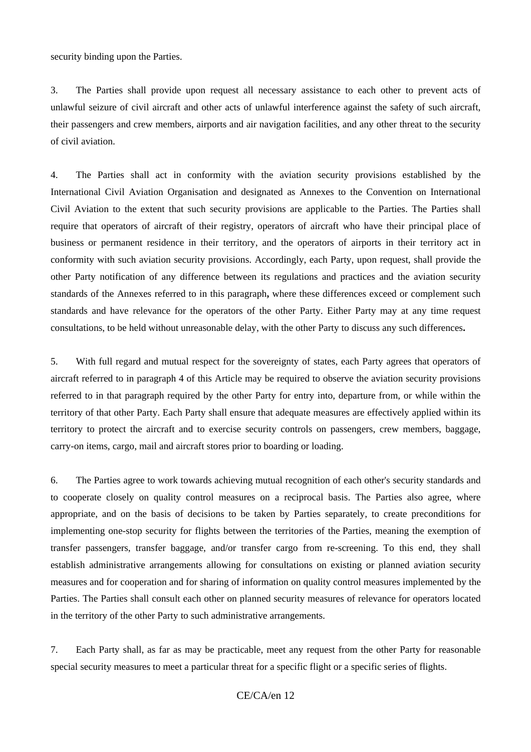security binding upon the Parties.

3. The Parties shall provide upon request all necessary assistance to each other to prevent acts of unlawful seizure of civil aircraft and other acts of unlawful interference against the safety of such aircraft, their passengers and crew members, airports and air navigation facilities, and any other threat to the security of civil aviation.

4. The Parties shall act in conformity with the aviation security provisions established by the International Civil Aviation Organisation and designated as Annexes to the Convention on International Civil Aviation to the extent that such security provisions are applicable to the Parties. The Parties shall require that operators of aircraft of their registry, operators of aircraft who have their principal place of business or permanent residence in their territory, and the operators of airports in their territory act in conformity with such aviation security provisions. Accordingly, each Party, upon request, shall provide the other Party notification of any difference between its regulations and practices and the aviation security standards of the Annexes referred to in this paragraph**,** where these differences exceed or complement such standards and have relevance for the operators of the other Party. Either Party may at any time request consultations, to be held without unreasonable delay, with the other Party to discuss any such differences**.**

5. With full regard and mutual respect for the sovereignty of states, each Party agrees that operators of aircraft referred to in paragraph 4 of this Article may be required to observe the aviation security provisions referred to in that paragraph required by the other Party for entry into, departure from, or while within the territory of that other Party. Each Party shall ensure that adequate measures are effectively applied within its territory to protect the aircraft and to exercise security controls on passengers, crew members, baggage, carry-on items, cargo, mail and aircraft stores prior to boarding or loading.

6. The Parties agree to work towards achieving mutual recognition of each other's security standards and to cooperate closely on quality control measures on a reciprocal basis. The Parties also agree, where appropriate, and on the basis of decisions to be taken by Parties separately, to create preconditions for implementing one-stop security for flights between the territories of the Parties, meaning the exemption of transfer passengers, transfer baggage, and/or transfer cargo from re-screening. To this end, they shall establish administrative arrangements allowing for consultations on existing or planned aviation security measures and for cooperation and for sharing of information on quality control measures implemented by the Parties. The Parties shall consult each other on planned security measures of relevance for operators located in the territory of the other Party to such administrative arrangements.

7. Each Party shall, as far as may be practicable, meet any request from the other Party for reasonable special security measures to meet a particular threat for a specific flight or a specific series of flights.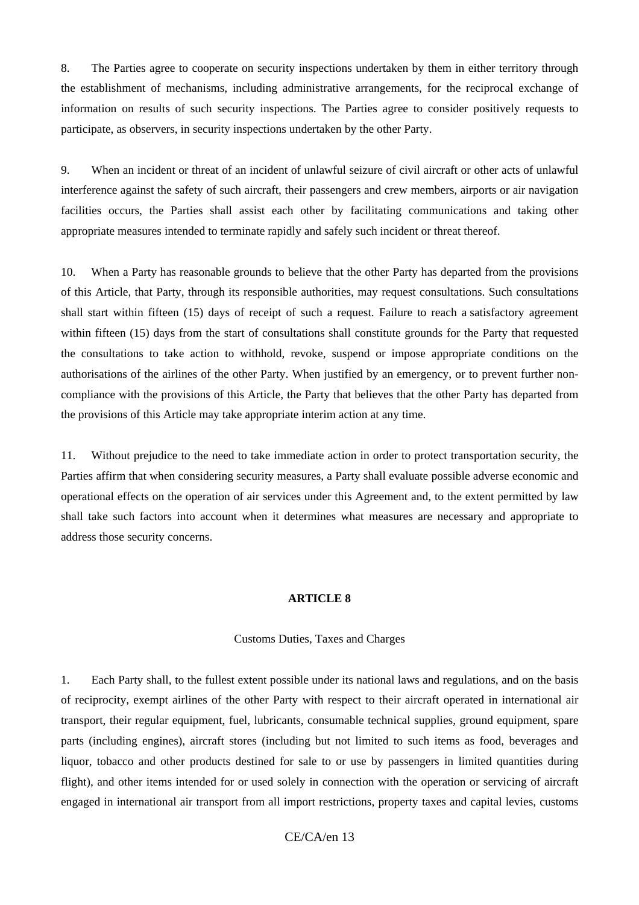8. The Parties agree to cooperate on security inspections undertaken by them in either territory through the establishment of mechanisms, including administrative arrangements, for the reciprocal exchange of information on results of such security inspections. The Parties agree to consider positively requests to participate, as observers, in security inspections undertaken by the other Party.

9. When an incident or threat of an incident of unlawful seizure of civil aircraft or other acts of unlawful interference against the safety of such aircraft, their passengers and crew members, airports or air navigation facilities occurs, the Parties shall assist each other by facilitating communications and taking other appropriate measures intended to terminate rapidly and safely such incident or threat thereof.

10. When a Party has reasonable grounds to believe that the other Party has departed from the provisions of this Article, that Party, through its responsible authorities, may request consultations. Such consultations shall start within fifteen (15) days of receipt of such a request. Failure to reach a satisfactory agreement within fifteen (15) days from the start of consultations shall constitute grounds for the Party that requested the consultations to take action to withhold, revoke, suspend or impose appropriate conditions on the authorisations of the airlines of the other Party. When justified by an emergency, or to prevent further non-compliance with the provisions of this Article, the Party that believes that the other Party has departed from the provisions of this Article may take appropriate interim action at any time.

11. Without prejudice to the need to take immediate action in order to protect transportation security, the Parties affirm that when considering security measures, a Party shall evaluate possible adverse economic and operational effects on the operation of air services under this Agreement and, to the extent permitted by law shall take such factors into account when it determines what measures are necessary and appropriate to address those security concerns.

## ARTICLE 8

Customs Duties, Taxes and Charges

1. Each Party shall, to the fullest extent possible under its national laws and regulations, and on the basis of reciprocity, exempt airlines of the other Party with respect to their aircraft operated in international air transport, their regular equipment, fuel, lubricants, consumable technical supplies, ground equipment, spare parts (including engines), aircraft stores (including but not limited to such items as food, beverages and liquor, tobacco and other products destined for sale to or use by passengers in limited quantities during flight), and other items intended for or used solely in connection with the operation or servicing of aircraft engaged in international air transport from all import restrictions, property taxes and capital levies, customs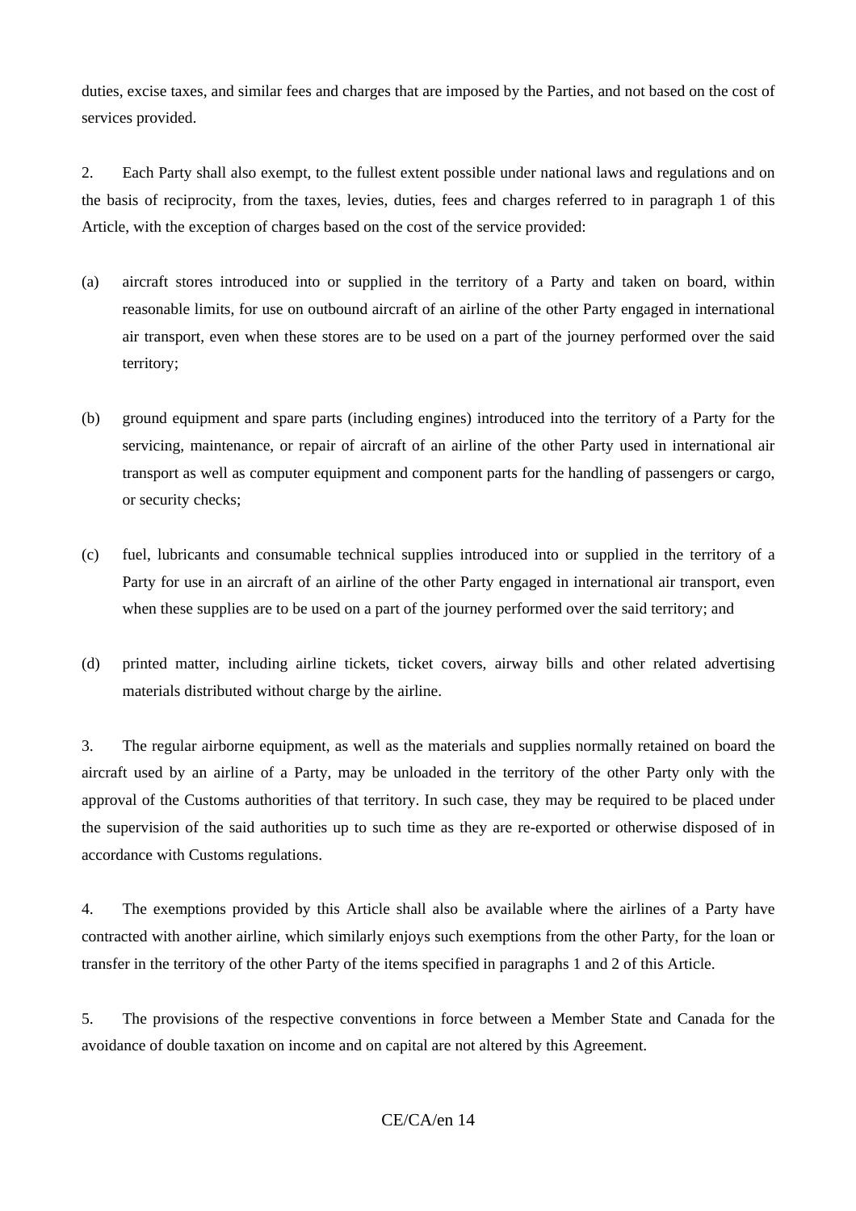duties, excise taxes, and similar fees and charges that are imposed by the Parties, and not based on the cost of services provided.

2. Each Party shall also exempt, to the fullest extent possible under national laws and regulations and on the basis of reciprocity, from the taxes, levies, duties, fees and charges referred to in paragraph 1 of this Article, with the exception of charges based on the cost of the service provided:

(a) aircraft stores introduced into or supplied in the territory of a Party and taken on board, within reasonable limits, for use on outbound aircraft of an airline of the other Party engaged in international air transport, even when these stores are to be used on a part of the journey performed over the said territory;

(b) ground equipment and spare parts (including engines) introduced into the territory of a Party for the servicing, maintenance, or repair of aircraft of an airline of the other Party used in international air transport as well as computer equipment and component parts for the handling of passengers or cargo, or security checks;

(c) fuel, lubricants and consumable technical supplies introduced into or supplied in the territory of a Party for use in an aircraft of an airline of the other Party engaged in international air transport, even when these supplies are to be used on a part of the journey performed over the said territory; and

(d) printed matter, including airline tickets, ticket covers, airway bills and other related advertising materials distributed without charge by the airline.

3. The regular airborne equipment, as well as the materials and supplies normally retained on board the aircraft used by an airline of a Party, may be unloaded in the territory of the other Party only with the approval of the Customs authorities of that territory. In such case, they may be required to be placed under the supervision of the said authorities up to such time as they are re-exported or otherwise disposed of in accordance with Customs regulations.

4. The exemptions provided by this Article shall also be available where the airlines of a Party have contracted with another airline, which similarly enjoys such exemptions from the other Party, for the loan or transfer in the territory of the other Party of the items specified in paragraphs 1 and 2 of this Article.

5. The provisions of the respective conventions in force between a Member State and Canada for the avoidance of double taxation on income and on capital are not altered by this Agreement.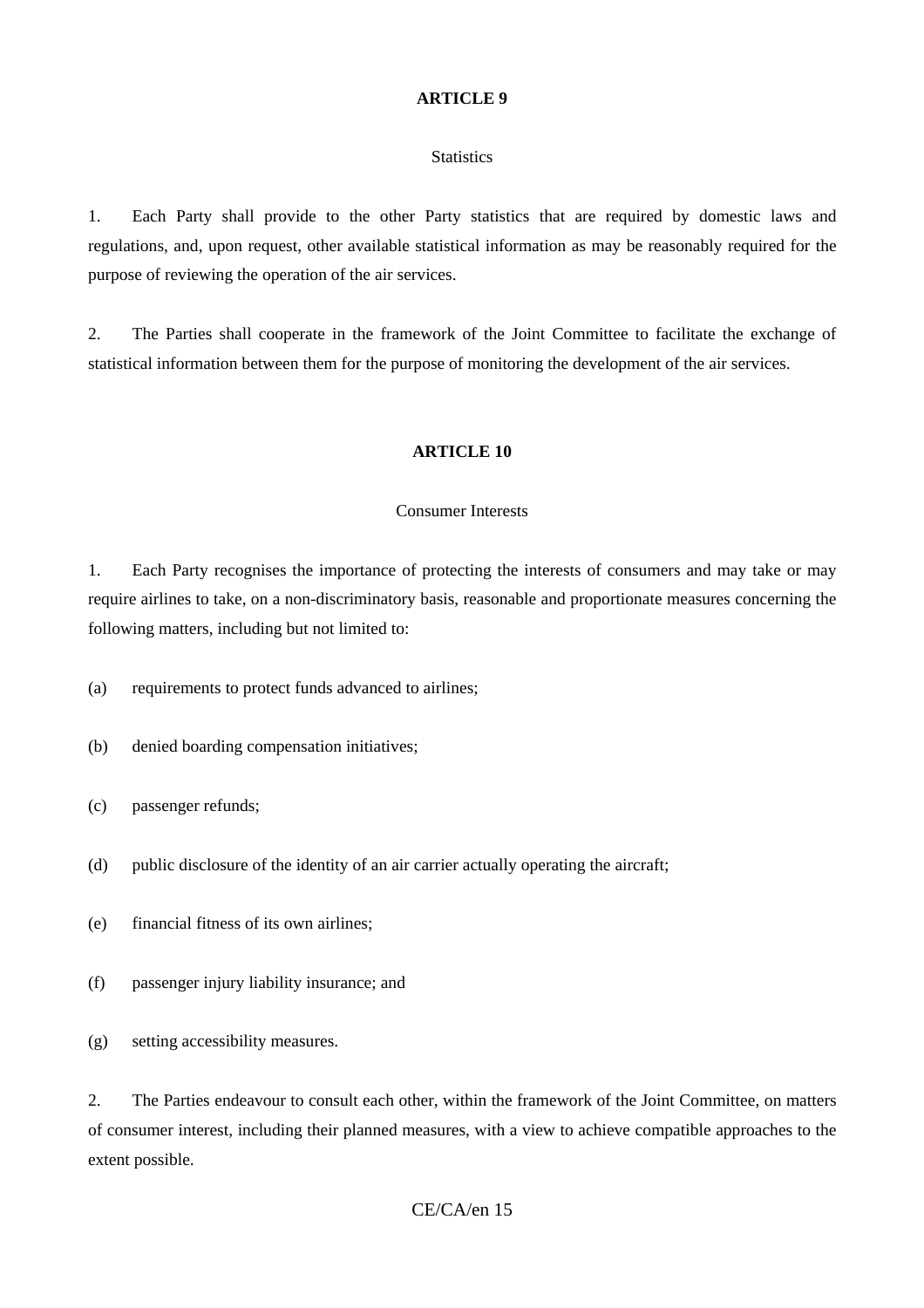**ARTICLE 9**

Statistics

1. Each Party shall provide to the other Party statistics that are required by domestic laws and regulations, and, upon request, other available statistical information as may be reasonably required for the purpose of reviewing the operation of the air services.

2. The Parties shall cooperate in the framework of the Joint Committee to facilitate the exchange of statistical information between them for the purpose of monitoring the development of the air services.

**ARTICLE 10**

Consumer Interests

1. Each Party recognises the importance of protecting the interests of consumers and may take or may require airlines to take, on a non-discriminatory basis, reasonable and proportionate measures concerning the following matters, including but not limited to:

(a) requirements to protect funds advanced to airlines;

(b) denied boarding compensation initiatives;

(c) passenger refunds;

(d) public disclosure of the identity of an air carrier actually operating the aircraft;

(e) financial fitness of its own airlines;

(f) passenger injury liability insurance; and

(g) setting accessibility measures.

2. The Parties endeavour to consult each other, within the framework of the Joint Committee, on matters of consumer interest, including their planned measures, with a view to achieve compatible approaches to the extent possible.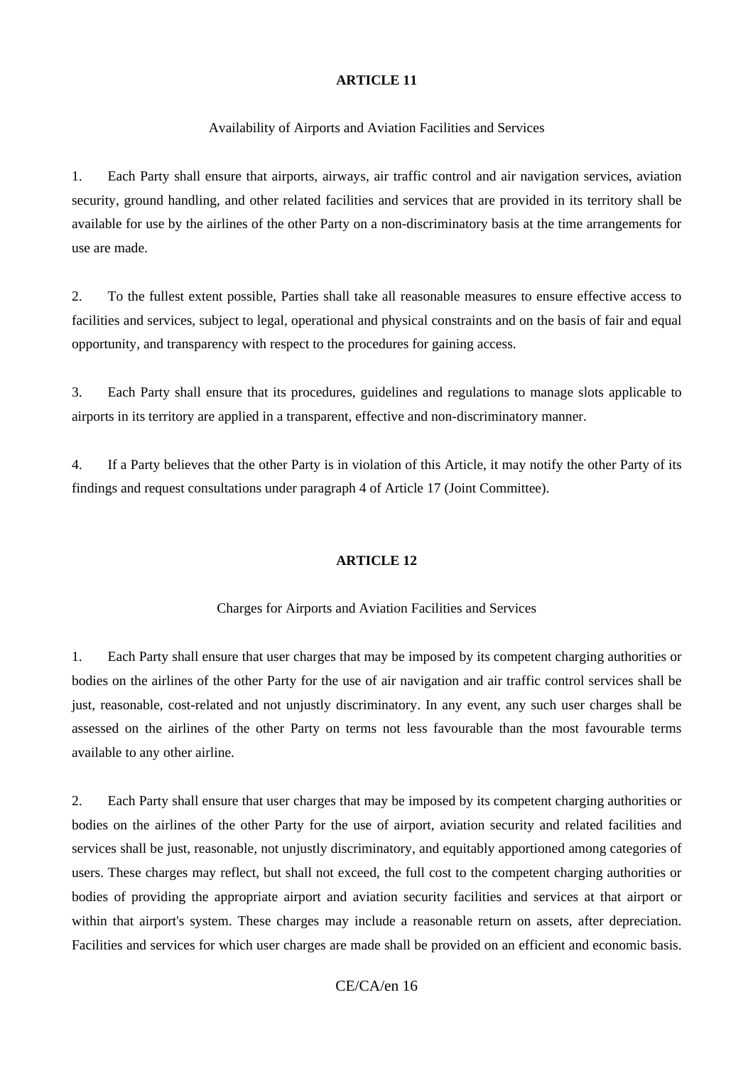## ARTICLE 11

Availability of Airports and Aviation Facilities and Services

1. Each Party shall ensure that airports, airways, air traffic control and air navigation services, aviation security, ground handling, and other related facilities and services that are provided in its territory shall be available for use by the airlines of the other Party on a non-discriminatory basis at the time arrangements for use are made.

2. To the fullest extent possible, Parties shall take all reasonable measures to ensure effective access to facilities and services, subject to legal, operational and physical constraints and on the basis of fair and equal opportunity, and transparency with respect to the procedures for gaining access.

3. Each Party shall ensure that its procedures, guidelines and regulations to manage slots applicable to airports in its territory are applied in a transparent, effective and non-discriminatory manner.

4. If a Party believes that the other Party is in violation of this Article, it may notify the other Party of its findings and request consultations under paragraph 4 of Article 17 (Joint Committee).

## ARTICLE 12

Charges for Airports and Aviation Facilities and Services

1. Each Party shall ensure that user charges that may be imposed by its competent charging authorities or bodies on the airlines of the other Party for the use of air navigation and air traffic control services shall be just, reasonable, cost-related and not unjustly discriminatory. In any event, any such user charges shall be assessed on the airlines of the other Party on terms not less favourable than the most favourable terms available to any other airline.

2. Each Party shall ensure that user charges that may be imposed by its competent charging authorities or bodies on the airlines of the other Party for the use of airport, aviation security and related facilities and services shall be just, reasonable, not unjustly discriminatory, and equitably apportioned among categories of users. These charges may reflect, but shall not exceed, the full cost to the competent charging authorities or bodies of providing the appropriate airport and aviation security facilities and services at that airport or within that airport's system. These charges may include a reasonable return on assets, after depreciation. Facilities and services for which user charges are made shall be provided on an efficient and economic basis.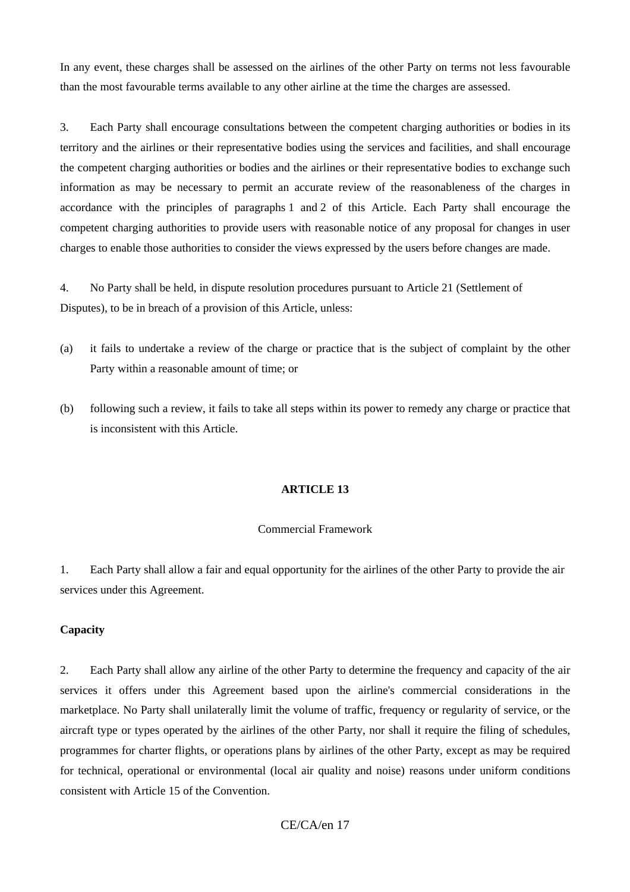In any event, these charges shall be assessed on the airlines of the other Party on terms not less favourable than the most favourable terms available to any other airline at the time the charges are assessed.

3. Each Party shall encourage consultations between the competent charging authorities or bodies in its territory and the airlines or their representative bodies using the services and facilities, and shall encourage the competent charging authorities or bodies and the airlines or their representative bodies to exchange such information as may be necessary to permit an accurate review of the reasonableness of the charges in accordance with the principles of paragraphs 1 and 2 of this Article. Each Party shall encourage the competent charging authorities to provide users with reasonable notice of any proposal for changes in user charges to enable those authorities to consider the views expressed by the users before changes are made.

4. No Party shall be held, in dispute resolution procedures pursuant to Article 21 (Settlement of Disputes), to be in breach of a provision of this Article, unless:

(a) it fails to undertake a review of the charge or practice that is the subject of complaint by the other Party within a reasonable amount of time; or

(b) following such a review, it fails to take all steps within its power to remedy any charge or practice that is inconsistent with this Article.

## ARTICLE 13

### Commercial Framework

1. Each Party shall allow a fair and equal opportunity for the airlines of the other Party to provide the air services under this Agreement.

**Capacity**

2. Each Party shall allow any airline of the other Party to determine the frequency and capacity of the air services it offers under this Agreement based upon the airline's commercial considerations in the marketplace. No Party shall unilaterally limit the volume of traffic, frequency or regularity of service, or the aircraft type or types operated by the airlines of the other Party, nor shall it require the filing of schedules, programmes for charter flights, or operations plans by airlines of the other Party, except as may be required for technical, operational or environmental (local air quality and noise) reasons under uniform conditions consistent with Article 15 of the Convention.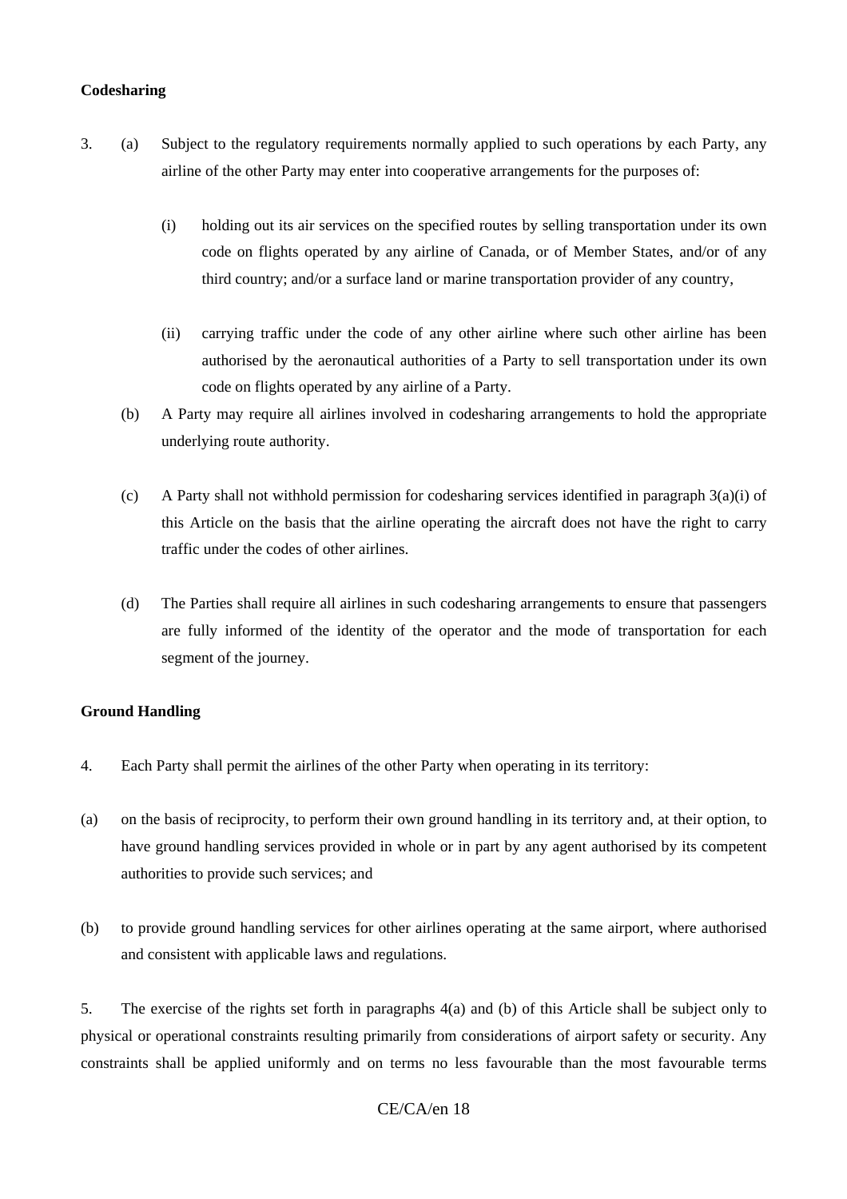**Codesharing**

3. (a) Subject to the regulatory requirements normally applied to such operations by each Party, any airline of the other Party may enter into cooperative arrangements for the purposes of:

  (i) holding out its air services on the specified routes by selling transportation under its own code on flights operated by any airline of Canada, or of Member States, and/or of any third country; and/or a surface land or marine transportation provider of any country,

  (ii) carrying traffic under the code of any other airline where such other airline has been authorised by the aeronautical authorities of a Party to sell transportation under its own code on flights operated by any airline of a Party.

 (b) A Party may require all airlines involved in codesharing arrangements to hold the appropriate underlying route authority.

 (c) A Party shall not withhold permission for codesharing services identified in paragraph 3(a)(i) of this Article on the basis that the airline operating the aircraft does not have the right to carry traffic under the codes of other airlines.

 (d) The Parties shall require all airlines in such codesharing arrangements to ensure that passengers are fully informed of the identity of the operator and the mode of transportation for each segment of the journey.

**Ground Handling**

4. Each Party shall permit the airlines of the other Party when operating in its territory:

(a) on the basis of reciprocity, to perform their own ground handling in its territory and, at their option, to have ground handling services provided in whole or in part by any agent authorised by its competent authorities to provide such services; and

(b) to provide ground handling services for other airlines operating at the same airport, where authorised and consistent with applicable laws and regulations.

5. The exercise of the rights set forth in paragraphs 4(a) and (b) of this Article shall be subject only to physical or operational constraints resulting primarily from considerations of airport safety or security. Any constraints shall be applied uniformly and on terms no less favourable than the most favourable terms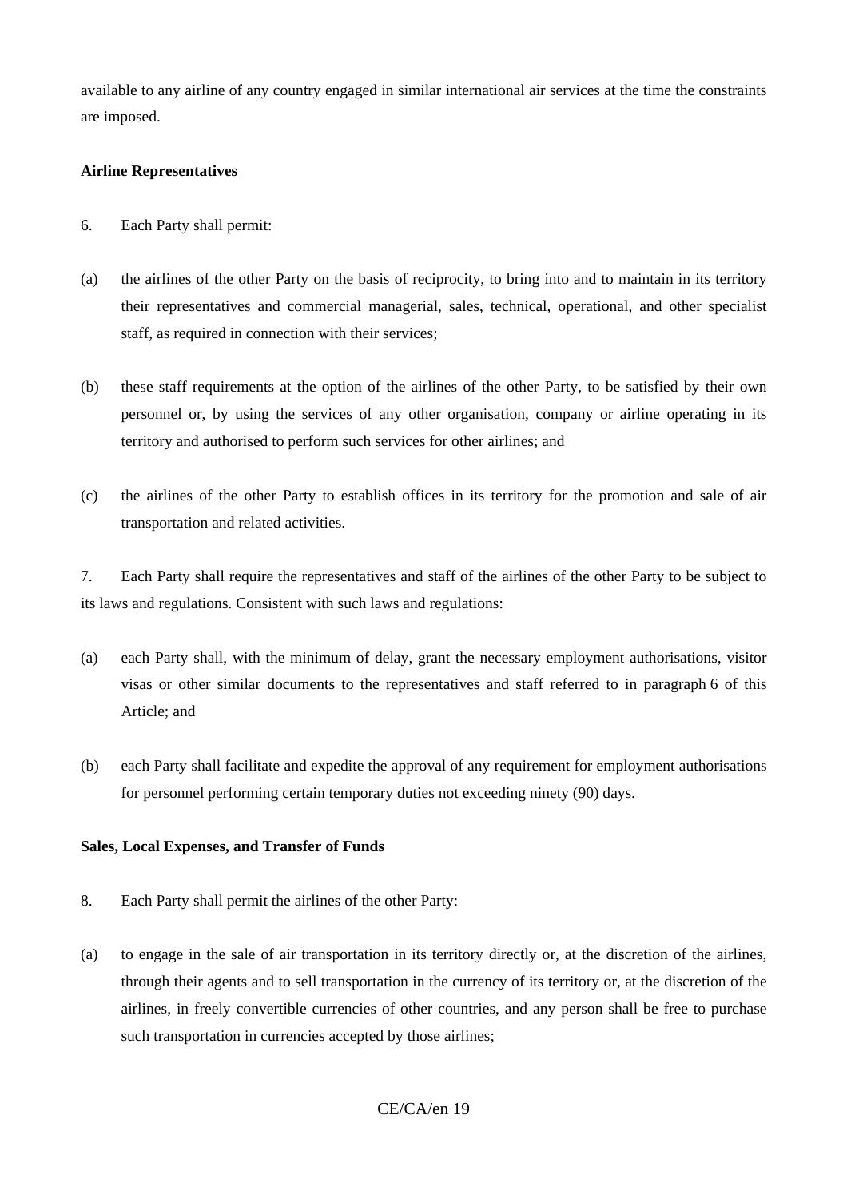available to any airline of any country engaged in similar international air services at the time the constraints are imposed.

**Airline Representatives**

6. Each Party shall permit:

(a) the airlines of the other Party on the basis of reciprocity, to bring into and to maintain in its territory their representatives and commercial managerial, sales, technical, operational, and other specialist staff, as required in connection with their services;

(b) these staff requirements at the option of the airlines of the other Party, to be satisfied by their own personnel or, by using the services of any other organisation, company or airline operating in its territory and authorised to perform such services for other airlines; and

(c) the airlines of the other Party to establish offices in its territory for the promotion and sale of air transportation and related activities.

7. Each Party shall require the representatives and staff of the airlines of the other Party to be subject to its laws and regulations. Consistent with such laws and regulations:

(a) each Party shall, with the minimum of delay, grant the necessary employment authorisations, visitor visas or other similar documents to the representatives and staff referred to in paragraph 6 of this Article; and

(b) each Party shall facilitate and expedite the approval of any requirement for employment authorisations for personnel performing certain temporary duties not exceeding ninety (90) days.

**Sales, Local Expenses, and Transfer of Funds**

8. Each Party shall permit the airlines of the other Party:

(a) to engage in the sale of air transportation in its territory directly or, at the discretion of the airlines, through their agents and to sell transportation in the currency of its territory or, at the discretion of the airlines, in freely convertible currencies of other countries, and any person shall be free to purchase such transportation in currencies accepted by those airlines;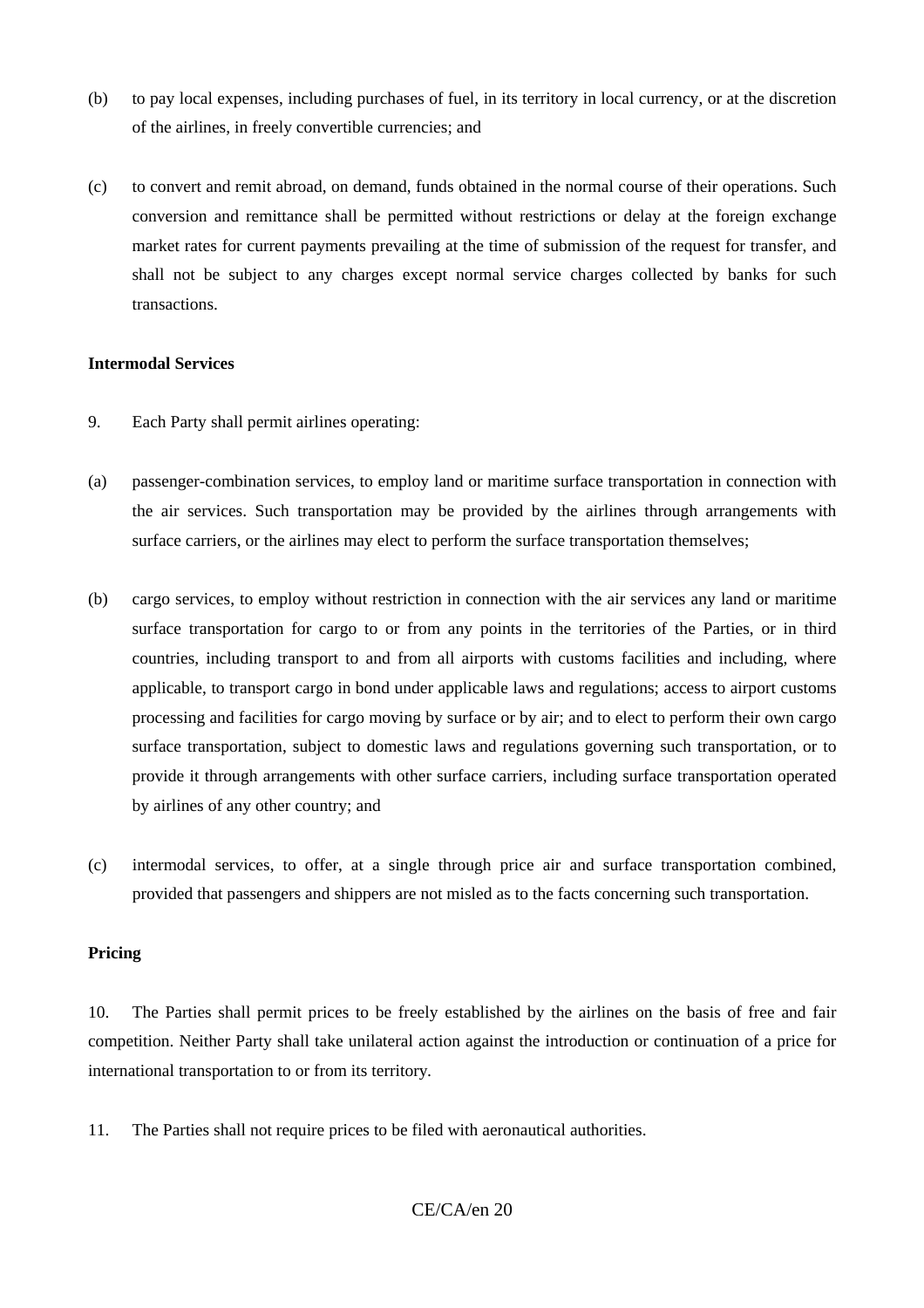(b) to pay local expenses, including purchases of fuel, in its territory in local currency, or at the discretion of the airlines, in freely convertible currencies; and

(c) to convert and remit abroad, on demand, funds obtained in the normal course of their operations. Such conversion and remittance shall be permitted without restrictions or delay at the foreign exchange market rates for current payments prevailing at the time of submission of the request for transfer, and shall not be subject to any charges except normal service charges collected by banks for such transactions.

**Intermodal Services**

9. Each Party shall permit airlines operating:

(a) passenger-combination services, to employ land or maritime surface transportation in connection with the air services. Such transportation may be provided by the airlines through arrangements with surface carriers, or the airlines may elect to perform the surface transportation themselves;

(b) cargo services, to employ without restriction in connection with the air services any land or maritime surface transportation for cargo to or from any points in the territories of the Parties, or in third countries, including transport to and from all airports with customs facilities and including, where applicable, to transport cargo in bond under applicable laws and regulations; access to airport customs processing and facilities for cargo moving by surface or by air; and to elect to perform their own cargo surface transportation, subject to domestic laws and regulations governing such transportation, or to provide it through arrangements with other surface carriers, including surface transportation operated by airlines of any other country; and

(c) intermodal services, to offer, at a single through price air and surface transportation combined, provided that passengers and shippers are not misled as to the facts concerning such transportation.

**Pricing**

10. The Parties shall permit prices to be freely established by the airlines on the basis of free and fair competition. Neither Party shall take unilateral action against the introduction or continuation of a price for international transportation to or from its territory.

11. The Parties shall not require prices to be filed with aeronautical authorities.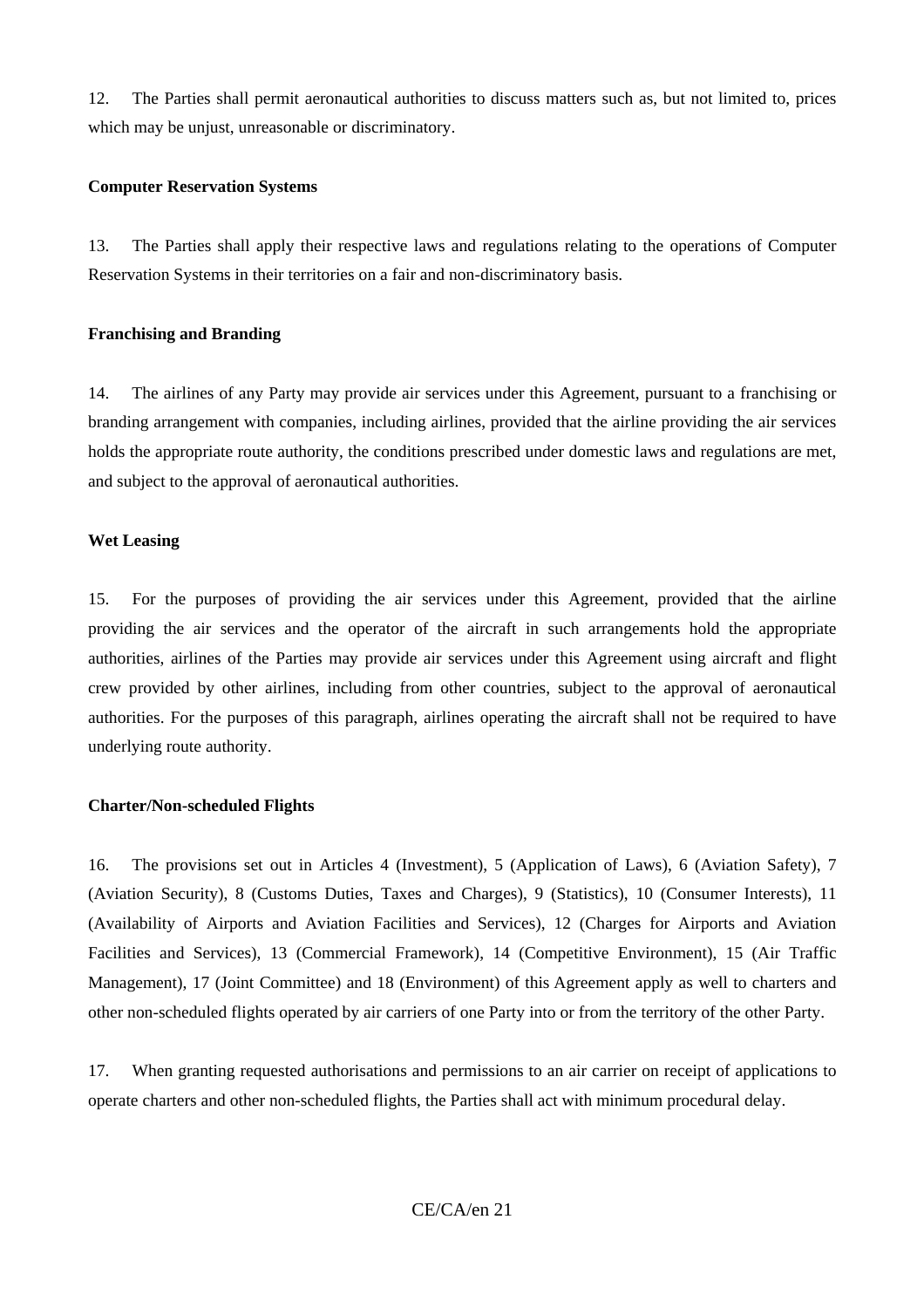12. The Parties shall permit aeronautical authorities to discuss matters such as, but not limited to, prices which may be unjust, unreasonable or discriminatory.

**Computer Reservation Systems**

13. The Parties shall apply their respective laws and regulations relating to the operations of Computer Reservation Systems in their territories on a fair and non-discriminatory basis.

**Franchising and Branding**

14. The airlines of any Party may provide air services under this Agreement, pursuant to a franchising or branding arrangement with companies, including airlines, provided that the airline providing the air services holds the appropriate route authority, the conditions prescribed under domestic laws and regulations are met, and subject to the approval of aeronautical authorities.

**Wet Leasing**

15. For the purposes of providing the air services under this Agreement, provided that the airline providing the air services and the operator of the aircraft in such arrangements hold the appropriate authorities, airlines of the Parties may provide air services under this Agreement using aircraft and flight crew provided by other airlines, including from other countries, subject to the approval of aeronautical authorities. For the purposes of this paragraph, airlines operating the aircraft shall not be required to have underlying route authority.

**Charter/Non-scheduled Flights**

16. The provisions set out in Articles 4 (Investment), 5 (Application of Laws), 6 (Aviation Safety), 7 (Aviation Security), 8 (Customs Duties, Taxes and Charges), 9 (Statistics), 10 (Consumer Interests), 11 (Availability of Airports and Aviation Facilities and Services), 12 (Charges for Airports and Aviation Facilities and Services), 13 (Commercial Framework), 14 (Competitive Environment), 15 (Air Traffic Management), 17 (Joint Committee) and 18 (Environment) of this Agreement apply as well to charters and other non-scheduled flights operated by air carriers of one Party into or from the territory of the other Party.

17. When granting requested authorisations and permissions to an air carrier on receipt of applications to operate charters and other non-scheduled flights, the Parties shall act with minimum procedural delay.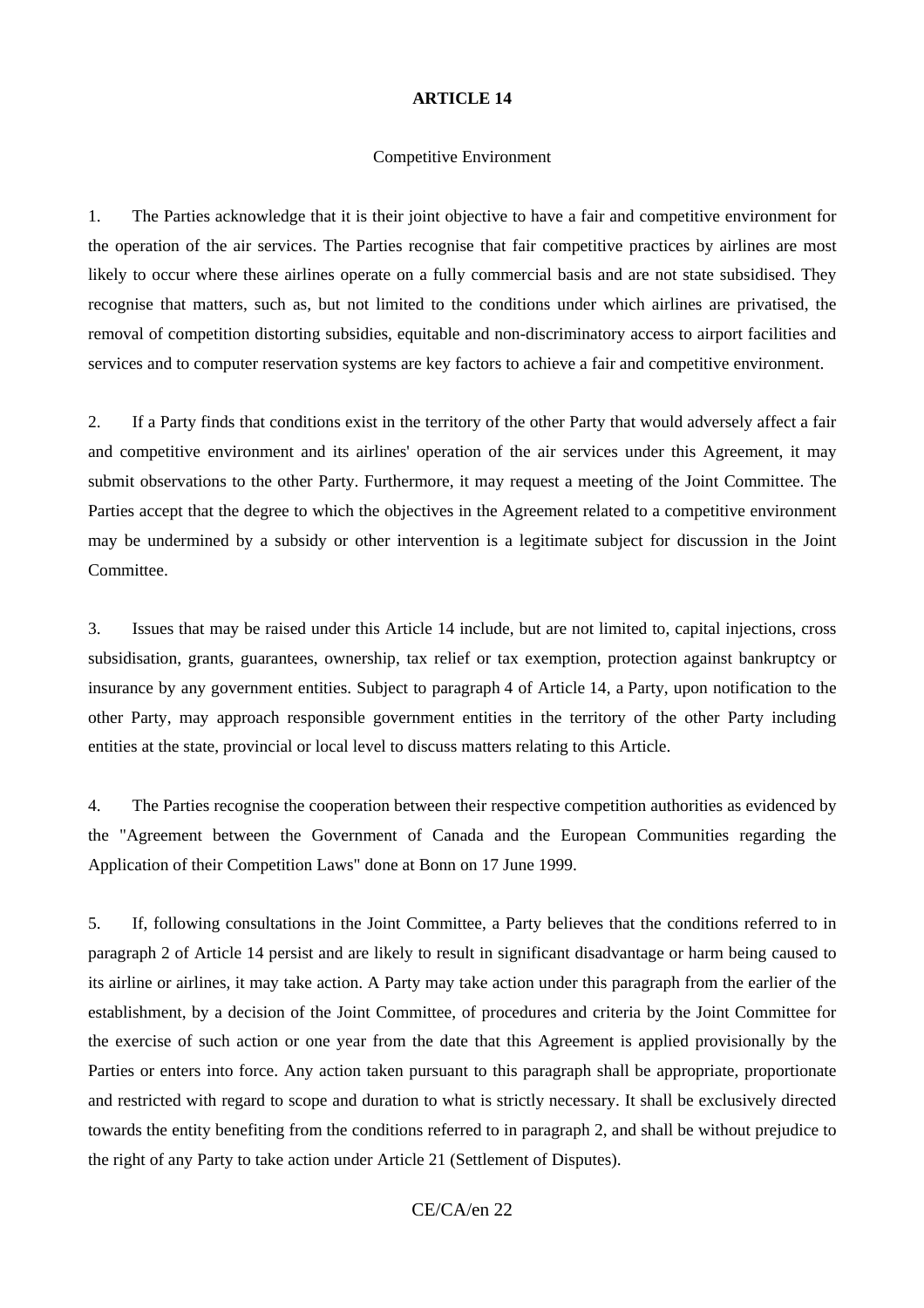## ARTICLE 14

Competitive Environment

1. The Parties acknowledge that it is their joint objective to have a fair and competitive environment for the operation of the air services. The Parties recognise that fair competitive practices by airlines are most likely to occur where these airlines operate on a fully commercial basis and are not state subsidised. They recognise that matters, such as, but not limited to the conditions under which airlines are privatised, the removal of competition distorting subsidies, equitable and non-discriminatory access to airport facilities and services and to computer reservation systems are key factors to achieve a fair and competitive environment.

2. If a Party finds that conditions exist in the territory of the other Party that would adversely affect a fair and competitive environment and its airlines' operation of the air services under this Agreement, it may submit observations to the other Party. Furthermore, it may request a meeting of the Joint Committee. The Parties accept that the degree to which the objectives in the Agreement related to a competitive environment may be undermined by a subsidy or other intervention is a legitimate subject for discussion in the Joint Committee.

3. Issues that may be raised under this Article 14 include, but are not limited to, capital injections, cross subsidisation, grants, guarantees, ownership, tax relief or tax exemption, protection against bankruptcy or insurance by any government entities. Subject to paragraph 4 of Article 14, a Party, upon notification to the other Party, may approach responsible government entities in the territory of the other Party including entities at the state, provincial or local level to discuss matters relating to this Article.

4. The Parties recognise the cooperation between their respective competition authorities as evidenced by the "Agreement between the Government of Canada and the European Communities regarding the Application of their Competition Laws" done at Bonn on 17 June 1999.

5. If, following consultations in the Joint Committee, a Party believes that the conditions referred to in paragraph 2 of Article 14 persist and are likely to result in significant disadvantage or harm being caused to its airline or airlines, it may take action. A Party may take action under this paragraph from the earlier of the establishment, by a decision of the Joint Committee, of procedures and criteria by the Joint Committee for the exercise of such action or one year from the date that this Agreement is applied provisionally by the Parties or enters into force. Any action taken pursuant to this paragraph shall be appropriate, proportionate and restricted with regard to scope and duration to what is strictly necessary. It shall be exclusively directed towards the entity benefiting from the conditions referred to in paragraph 2, and shall be without prejudice to the right of any Party to take action under Article 21 (Settlement of Disputes).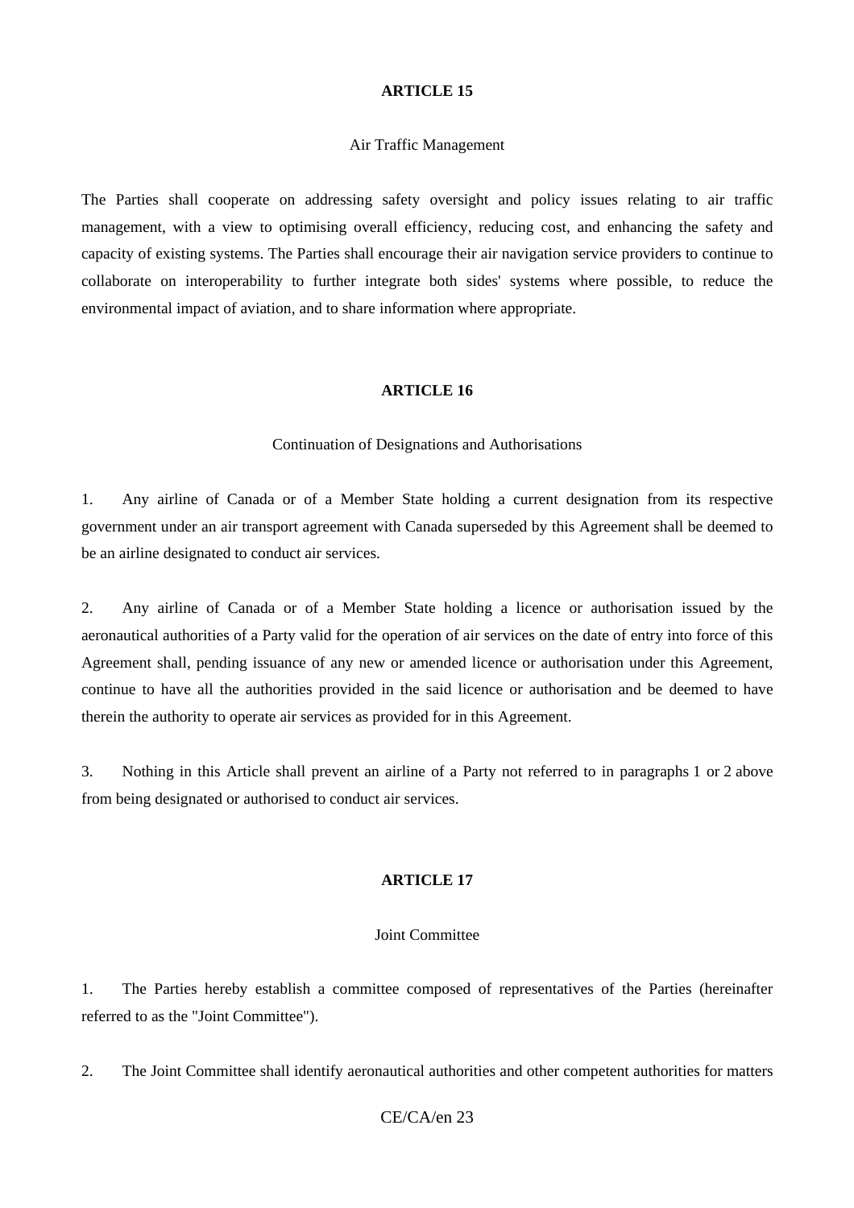## ARTICLE 15

Air Traffic Management

The Parties shall cooperate on addressing safety oversight and policy issues relating to air traffic management, with a view to optimising overall efficiency, reducing cost, and enhancing the safety and capacity of existing systems. The Parties shall encourage their air navigation service providers to continue to collaborate on interoperability to further integrate both sides' systems where possible, to reduce the environmental impact of aviation, and to share information where appropriate.

## ARTICLE 16

Continuation of Designations and Authorisations

1. Any airline of Canada or of a Member State holding a current designation from its respective government under an air transport agreement with Canada superseded by this Agreement shall be deemed to be an airline designated to conduct air services.

2. Any airline of Canada or of a Member State holding a licence or authorisation issued by the aeronautical authorities of a Party valid for the operation of air services on the date of entry into force of this Agreement shall, pending issuance of any new or amended licence or authorisation under this Agreement, continue to have all the authorities provided in the said licence or authorisation and be deemed to have therein the authority to operate air services as provided for in this Agreement.

3. Nothing in this Article shall prevent an airline of a Party not referred to in paragraphs 1 or 2 above from being designated or authorised to conduct air services.

## ARTICLE 17

Joint Committee

1. The Parties hereby establish a committee composed of representatives of the Parties (hereinafter referred to as the "Joint Committee").

2. The Joint Committee shall identify aeronautical authorities and other competent authorities for matters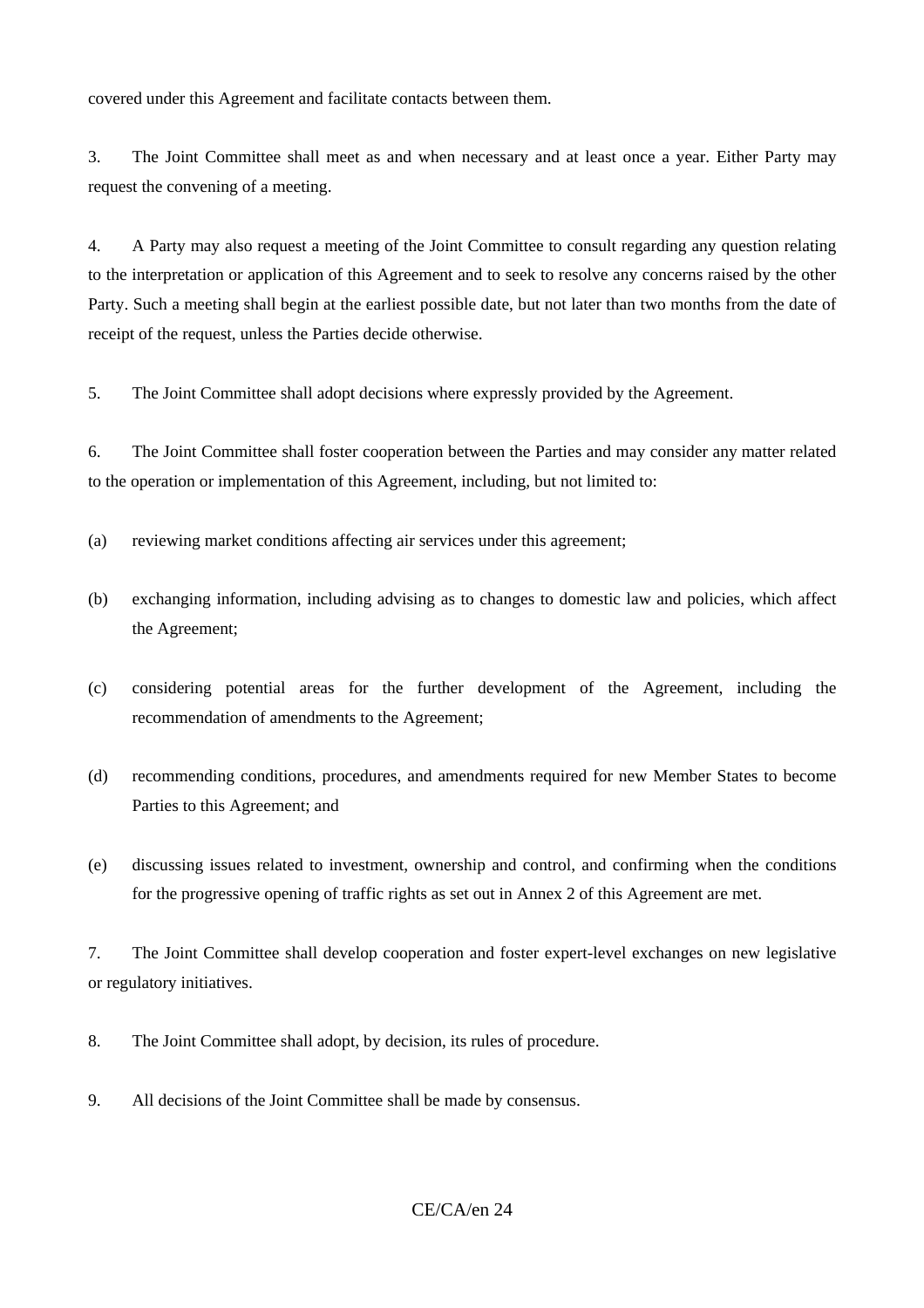covered under this Agreement and facilitate contacts between them.

3. The Joint Committee shall meet as and when necessary and at least once a year. Either Party may request the convening of a meeting.

4. A Party may also request a meeting of the Joint Committee to consult regarding any question relating to the interpretation or application of this Agreement and to seek to resolve any concerns raised by the other Party. Such a meeting shall begin at the earliest possible date, but not later than two months from the date of receipt of the request, unless the Parties decide otherwise.

5. The Joint Committee shall adopt decisions where expressly provided by the Agreement.

6. The Joint Committee shall foster cooperation between the Parties and may consider any matter related to the operation or implementation of this Agreement, including, but not limited to:

(a) reviewing market conditions affecting air services under this agreement;

(b) exchanging information, including advising as to changes to domestic law and policies, which affect the Agreement;

(c) considering potential areas for the further development of the Agreement, including the recommendation of amendments to the Agreement;

(d) recommending conditions, procedures, and amendments required for new Member States to become Parties to this Agreement; and

(e) discussing issues related to investment, ownership and control, and confirming when the conditions for the progressive opening of traffic rights as set out in Annex 2 of this Agreement are met.

7. The Joint Committee shall develop cooperation and foster expert-level exchanges on new legislative or regulatory initiatives.

8. The Joint Committee shall adopt, by decision, its rules of procedure.

9. All decisions of the Joint Committee shall be made by consensus.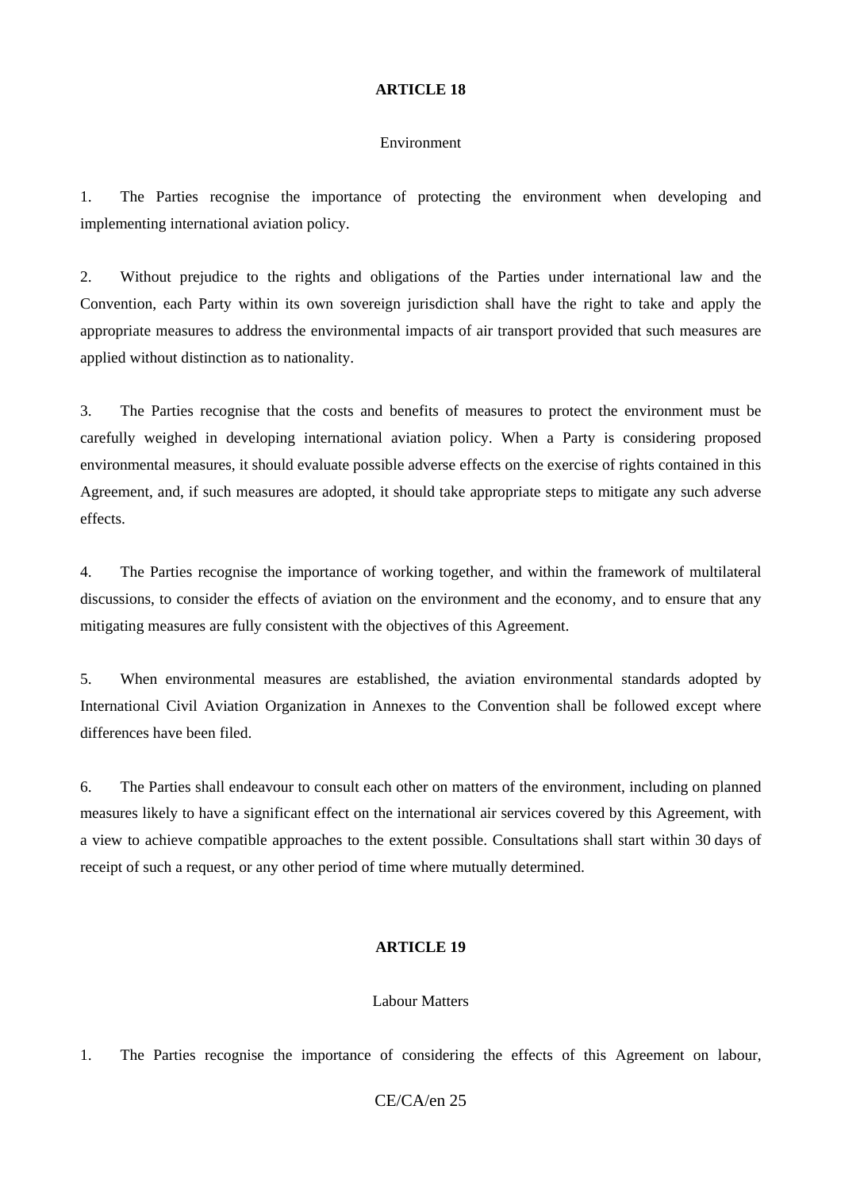**ARTICLE 18**

Environment

1. The Parties recognise the importance of protecting the environment when developing and implementing international aviation policy.

2. Without prejudice to the rights and obligations of the Parties under international law and the Convention, each Party within its own sovereign jurisdiction shall have the right to take and apply the appropriate measures to address the environmental impacts of air transport provided that such measures are applied without distinction as to nationality.

3. The Parties recognise that the costs and benefits of measures to protect the environment must be carefully weighed in developing international aviation policy. When a Party is considering proposed environmental measures, it should evaluate possible adverse effects on the exercise of rights contained in this Agreement, and, if such measures are adopted, it should take appropriate steps to mitigate any such adverse effects.

4. The Parties recognise the importance of working together, and within the framework of multilateral discussions, to consider the effects of aviation on the environment and the economy, and to ensure that any mitigating measures are fully consistent with the objectives of this Agreement.

5. When environmental measures are established, the aviation environmental standards adopted by International Civil Aviation Organization in Annexes to the Convention shall be followed except where differences have been filed.

6. The Parties shall endeavour to consult each other on matters of the environment, including on planned measures likely to have a significant effect on the international air services covered by this Agreement, with a view to achieve compatible approaches to the extent possible. Consultations shall start within 30 days of receipt of such a request, or any other period of time where mutually determined.

**ARTICLE 19**

Labour Matters

1. The Parties recognise the importance of considering the effects of this Agreement on labour,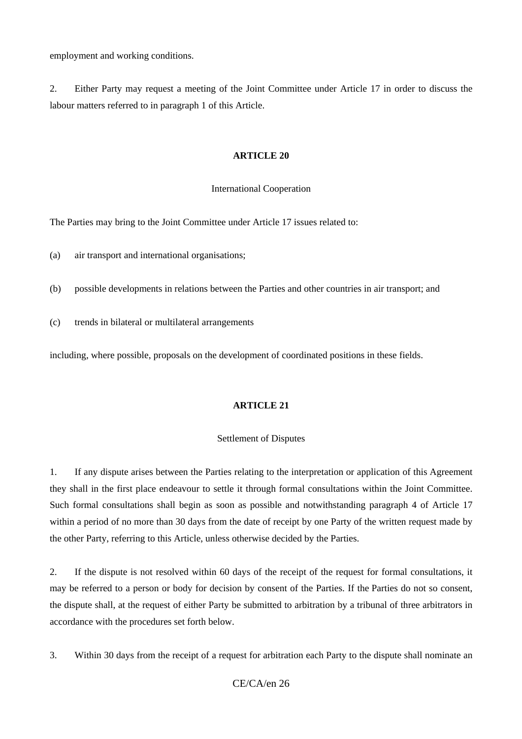employment and working conditions.

2. Either Party may request a meeting of the Joint Committee under Article 17 in order to discuss the labour matters referred to in paragraph 1 of this Article.

**ARTICLE 20**

International Cooperation

The Parties may bring to the Joint Committee under Article 17 issues related to:

(a) air transport and international organisations;

(b) possible developments in relations between the Parties and other countries in air transport; and

(c) trends in bilateral or multilateral arrangements

including, where possible, proposals on the development of coordinated positions in these fields.

**ARTICLE 21**

Settlement of Disputes

1. If any dispute arises between the Parties relating to the interpretation or application of this Agreement they shall in the first place endeavour to settle it through formal consultations within the Joint Committee. Such formal consultations shall begin as soon as possible and notwithstanding paragraph 4 of Article 17 within a period of no more than 30 days from the date of receipt by one Party of the written request made by the other Party, referring to this Article, unless otherwise decided by the Parties.

2. If the dispute is not resolved within 60 days of the receipt of the request for formal consultations, it may be referred to a person or body for decision by consent of the Parties. If the Parties do not so consent, the dispute shall, at the request of either Party be submitted to arbitration by a tribunal of three arbitrators in accordance with the procedures set forth below.

3. Within 30 days from the receipt of a request for arbitration each Party to the dispute shall nominate an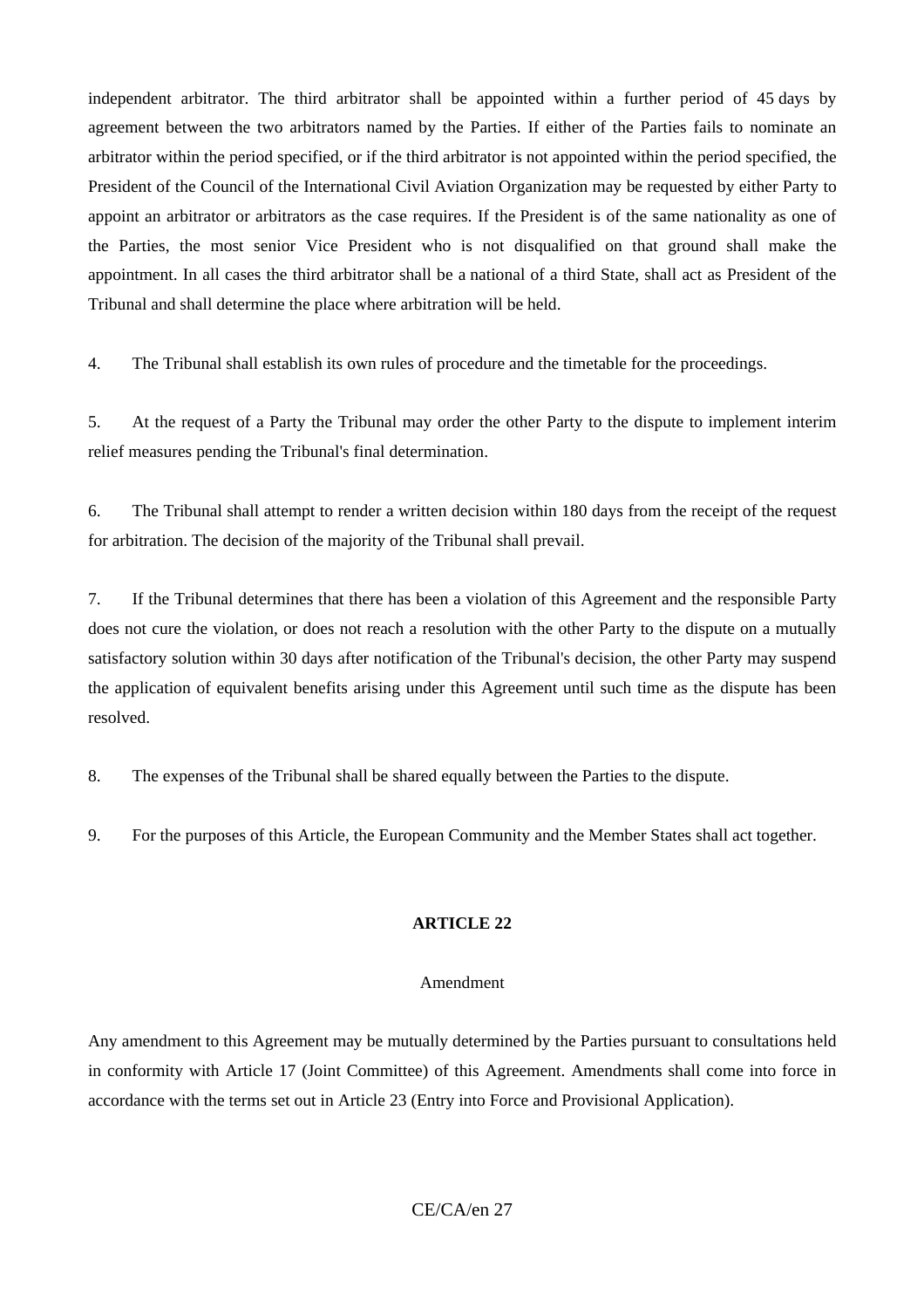independent arbitrator. The third arbitrator shall be appointed within a further period of 45 days by agreement between the two arbitrators named by the Parties. If either of the Parties fails to nominate an arbitrator within the period specified, or if the third arbitrator is not appointed within the period specified, the President of the Council of the International Civil Aviation Organization may be requested by either Party to appoint an arbitrator or arbitrators as the case requires. If the President is of the same nationality as one of the Parties, the most senior Vice President who is not disqualified on that ground shall make the appointment. In all cases the third arbitrator shall be a national of a third State, shall act as President of the Tribunal and shall determine the place where arbitration will be held.

4. The Tribunal shall establish its own rules of procedure and the timetable for the proceedings.

5. At the request of a Party the Tribunal may order the other Party to the dispute to implement interim relief measures pending the Tribunal's final determination.

6. The Tribunal shall attempt to render a written decision within 180 days from the receipt of the request for arbitration. The decision of the majority of the Tribunal shall prevail.

7. If the Tribunal determines that there has been a violation of this Agreement and the responsible Party does not cure the violation, or does not reach a resolution with the other Party to the dispute on a mutually satisfactory solution within 30 days after notification of the Tribunal's decision, the other Party may suspend the application of equivalent benefits arising under this Agreement until such time as the dispute has been resolved.

8. The expenses of the Tribunal shall be shared equally between the Parties to the dispute.

9. For the purposes of this Article, the European Community and the Member States shall act together.

## ARTICLE 22

### Amendment

Any amendment to this Agreement may be mutually determined by the Parties pursuant to consultations held in conformity with Article 17 (Joint Committee) of this Agreement. Amendments shall come into force in accordance with the terms set out in Article 23 (Entry into Force and Provisional Application).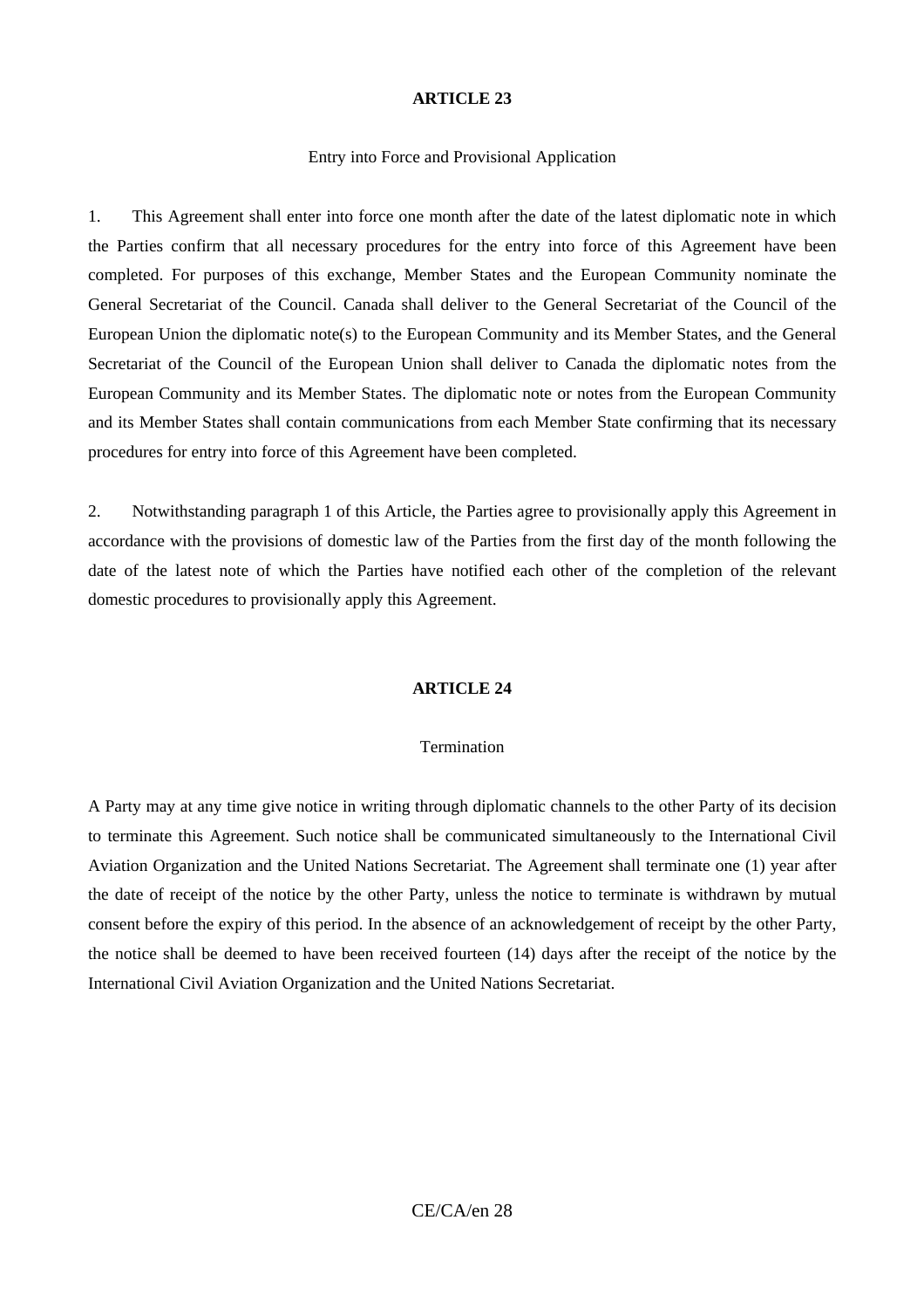**ARTICLE 23**

Entry into Force and Provisional Application

1. This Agreement shall enter into force one month after the date of the latest diplomatic note in which the Parties confirm that all necessary procedures for the entry into force of this Agreement have been completed. For purposes of this exchange, Member States and the European Community nominate the General Secretariat of the Council. Canada shall deliver to the General Secretariat of the Council of the European Union the diplomatic note(s) to the European Community and its Member States, and the General Secretariat of the Council of the European Union shall deliver to Canada the diplomatic notes from the European Community and its Member States. The diplomatic note or notes from the European Community and its Member States shall contain communications from each Member State confirming that its necessary procedures for entry into force of this Agreement have been completed.

2. Notwithstanding paragraph 1 of this Article, the Parties agree to provisionally apply this Agreement in accordance with the provisions of domestic law of the Parties from the first day of the month following the date of the latest note of which the Parties have notified each other of the completion of the relevant domestic procedures to provisionally apply this Agreement.

**ARTICLE 24**

Termination

A Party may at any time give notice in writing through diplomatic channels to the other Party of its decision to terminate this Agreement. Such notice shall be communicated simultaneously to the International Civil Aviation Organization and the United Nations Secretariat. The Agreement shall terminate one (1) year after the date of receipt of the notice by the other Party, unless the notice to terminate is withdrawn by mutual consent before the expiry of this period. In the absence of an acknowledgement of receipt by the other Party, the notice shall be deemed to have been received fourteen (14) days after the receipt of the notice by the International Civil Aviation Organization and the United Nations Secretariat.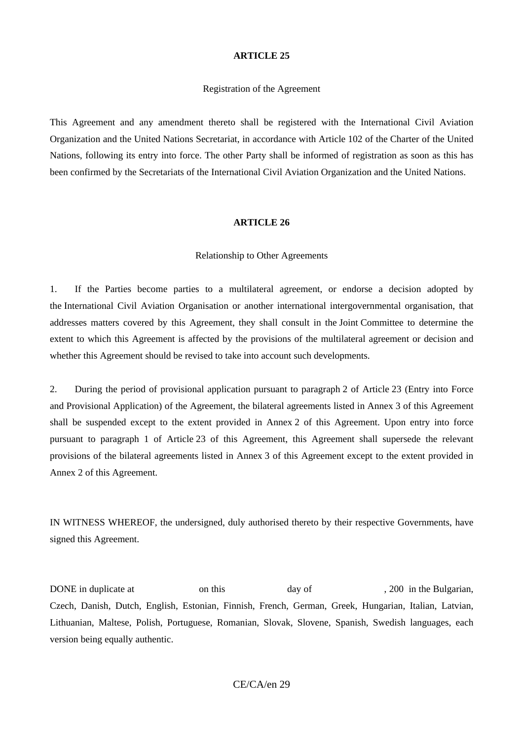**ARTICLE 25**

Registration of the Agreement

This Agreement and any amendment thereto shall be registered with the International Civil Aviation Organization and the United Nations Secretariat, in accordance with Article 102 of the Charter of the United Nations, following its entry into force. The other Party shall be informed of registration as soon as this has been confirmed by the Secretariats of the International Civil Aviation Organization and the United Nations.

**ARTICLE 26**

Relationship to Other Agreements

1. If the Parties become parties to a multilateral agreement, or endorse a decision adopted by the International Civil Aviation Organisation or another international intergovernmental organisation, that addresses matters covered by this Agreement, they shall consult in the Joint Committee to determine the extent to which this Agreement is affected by the provisions of the multilateral agreement or decision and whether this Agreement should be revised to take into account such developments.

2. During the period of provisional application pursuant to paragraph 2 of Article 23 (Entry into Force and Provisional Application) of the Agreement, the bilateral agreements listed in Annex 3 of this Agreement shall be suspended except to the extent provided in Annex 2 of this Agreement. Upon entry into force pursuant to paragraph 1 of Article 23 of this Agreement, this Agreement shall supersede the relevant provisions of the bilateral agreements listed in Annex 3 of this Agreement except to the extent provided in Annex 2 of this Agreement.

IN WITNESS WHEREOF, the undersigned, duly authorised thereto by their respective Governments, have signed this Agreement.

DONE in duplicate at                    on this                    day of                    , 200  in the Bulgarian, Czech, Danish, Dutch, English, Estonian, Finnish, French, German, Greek, Hungarian, Italian, Latvian, Lithuanian, Maltese, Polish, Portuguese, Romanian, Slovak, Slovene, Spanish, Swedish languages, each version being equally authentic.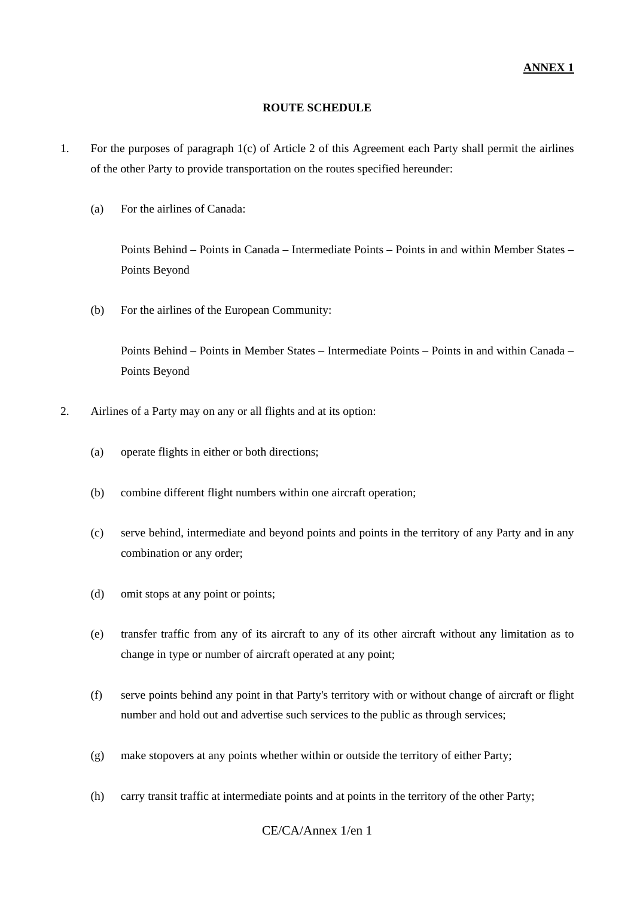**ANNEX 1**

**ROUTE SCHEDULE**

1. For the purposes of paragraph 1(c) of Article 2 of this Agreement each Party shall permit the airlines of the other Party to provide transportation on the routes specified hereunder:

   (a) For the airlines of Canada:

   Points Behind – Points in Canada – Intermediate Points – Points in and within Member States – Points Beyond

   (b) For the airlines of the European Community:

   Points Behind – Points in Member States – Intermediate Points – Points in and within Canada – Points Beyond

2. Airlines of a Party may on any or all flights and at its option:

   (a) operate flights in either or both directions;

   (b) combine different flight numbers within one aircraft operation;

   (c) serve behind, intermediate and beyond points and points in the territory of any Party and in any combination or any order;

   (d) omit stops at any point or points;

   (e) transfer traffic from any of its aircraft to any of its other aircraft without any limitation as to change in type or number of aircraft operated at any point;

   (f) serve points behind any point in that Party's territory with or without change of aircraft or flight number and hold out and advertise such services to the public as through services;

   (g) make stopovers at any points whether within or outside the territory of either Party;

   (h) carry transit traffic at intermediate points and at points in the territory of the other Party;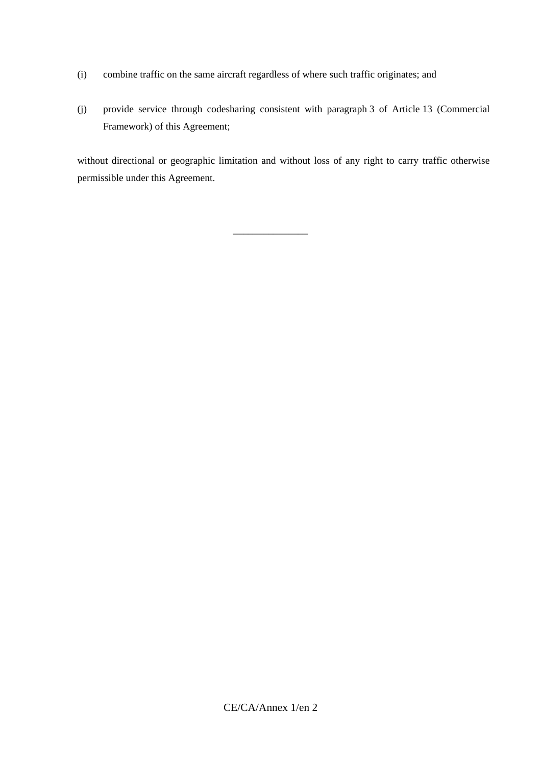(i) combine traffic on the same aircraft regardless of where such traffic originates; and

(j) provide service through codesharing consistent with paragraph 3 of Article 13 (Commercial Framework) of this Agreement;

without directional or geographic limitation and without loss of any right to carry traffic otherwise permissible under this Agreement.

________________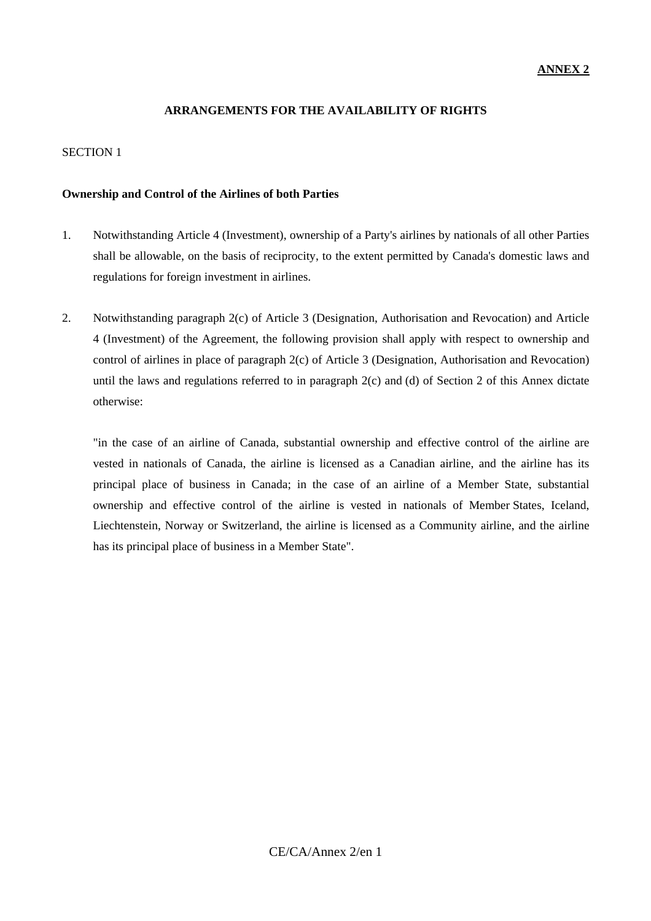**ANNEX 2**

**ARRANGEMENTS FOR THE AVAILABILITY OF RIGHTS**

SECTION 1

**Ownership and Control of the Airlines of both Parties**

1. Notwithstanding Article 4 (Investment), ownership of a Party's airlines by nationals of all other Parties shall be allowable, on the basis of reciprocity, to the extent permitted by Canada's domestic laws and regulations for foreign investment in airlines.

2. Notwithstanding paragraph 2(c) of Article 3 (Designation, Authorisation and Revocation) and Article 4 (Investment) of the Agreement, the following provision shall apply with respect to ownership and control of airlines in place of paragraph 2(c) of Article 3 (Designation, Authorisation and Revocation) until the laws and regulations referred to in paragraph 2(c) and (d) of Section 2 of this Annex dictate otherwise:

   "in the case of an airline of Canada, substantial ownership and effective control of the airline are vested in nationals of Canada, the airline is licensed as a Canadian airline, and the airline has its principal place of business in Canada; in the case of an airline of a Member State, substantial ownership and effective control of the airline is vested in nationals of Member States, Iceland, Liechtenstein, Norway or Switzerland, the airline is licensed as a Community airline, and the airline has its principal place of business in a Member State".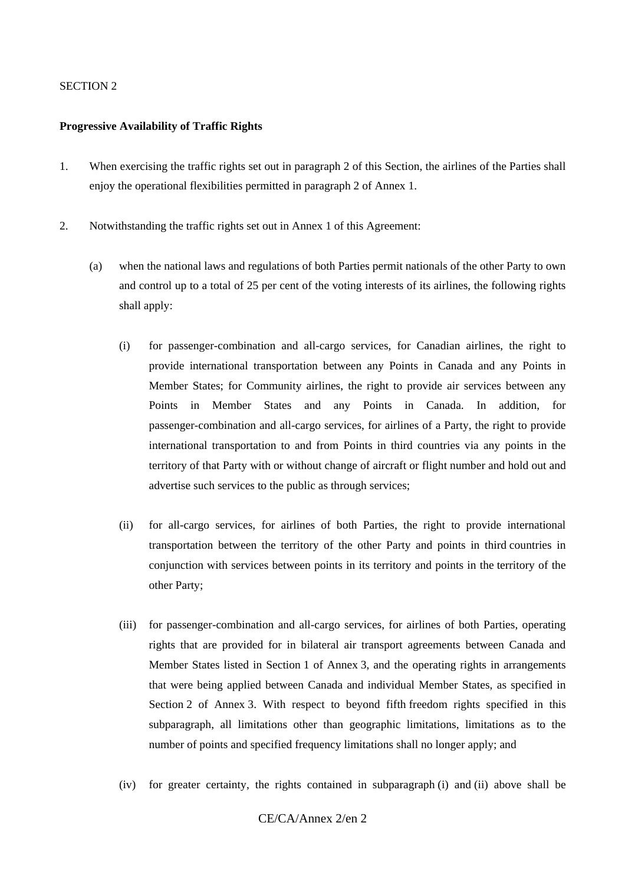SECTION 2

**Progressive Availability of Traffic Rights**

1. When exercising the traffic rights set out in paragraph 2 of this Section, the airlines of the Parties shall enjoy the operational flexibilities permitted in paragraph 2 of Annex 1.

2. Notwithstanding the traffic rights set out in Annex 1 of this Agreement:

   (a) when the national laws and regulations of both Parties permit nationals of the other Party to own and control up to a total of 25 per cent of the voting interests of its airlines, the following rights shall apply:

      (i) for passenger-combination and all-cargo services, for Canadian airlines, the right to provide international transportation between any Points in Canada and any Points in Member States; for Community airlines, the right to provide air services between any Points in Member States and any Points in Canada. In addition, for passenger-combination and all-cargo services, for airlines of a Party, the right to provide international transportation to and from Points in third countries via any points in the territory of that Party with or without change of aircraft or flight number and hold out and advertise such services to the public as through services;

      (ii) for all-cargo services, for airlines of both Parties, the right to provide international transportation between the territory of the other Party and points in third countries in conjunction with services between points in its territory and points in the territory of the other Party;

      (iii) for passenger-combination and all-cargo services, for airlines of both Parties, operating rights that are provided for in bilateral air transport agreements between Canada and Member States listed in Section 1 of Annex 3, and the operating rights in arrangements that were being applied between Canada and individual Member States, as specified in Section 2 of Annex 3. With respect to beyond fifth freedom rights specified in this subparagraph, all limitations other than geographic limitations, limitations as to the number of points and specified frequency limitations shall no longer apply; and

      (iv) for greater certainty, the rights contained in subparagraph (i) and (ii) above shall be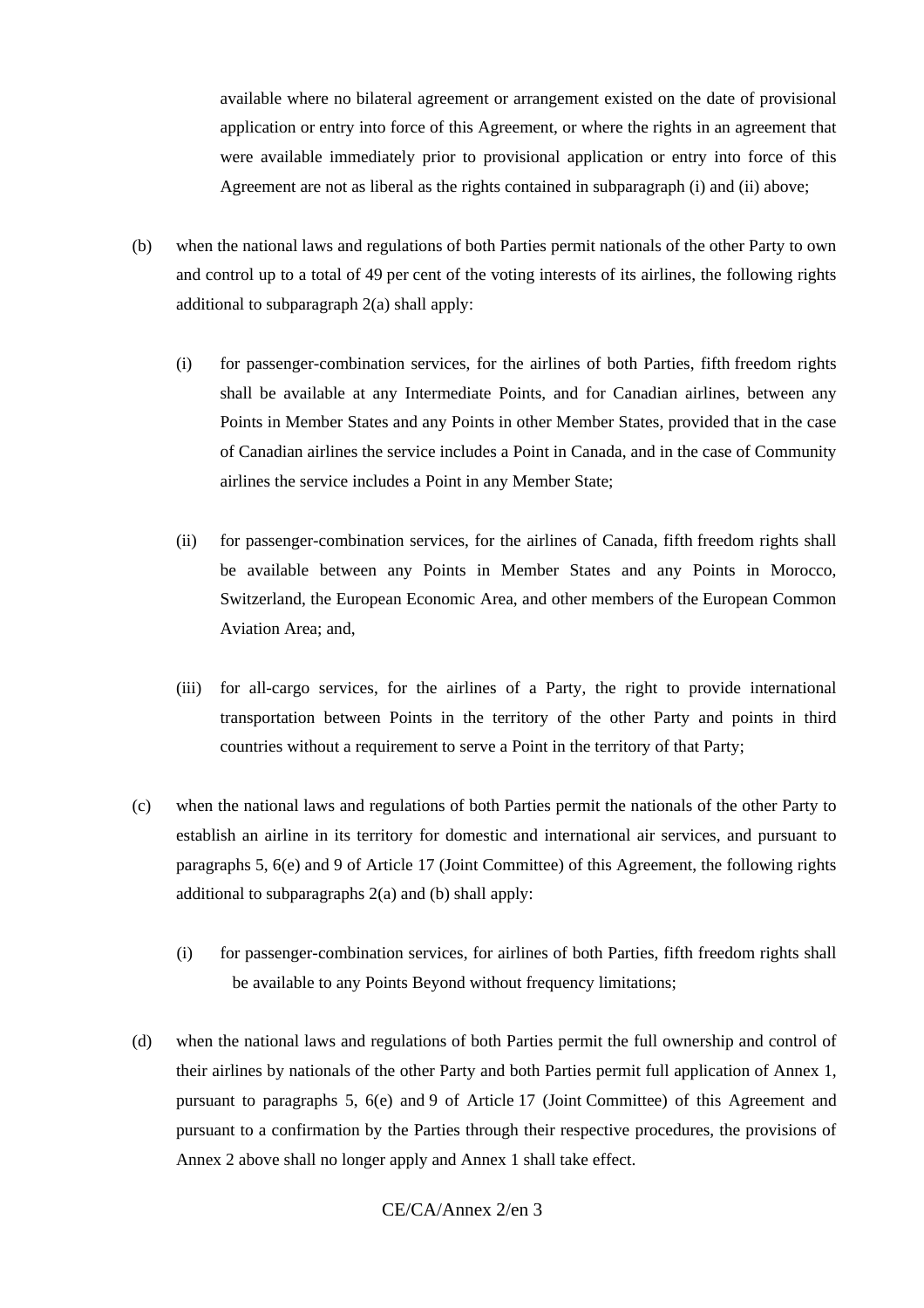available where no bilateral agreement or arrangement existed on the date of provisional application or entry into force of this Agreement, or where the rights in an agreement that were available immediately prior to provisional application or entry into force of this Agreement are not as liberal as the rights contained in subparagraph (i) and (ii) above;

(b) when the national laws and regulations of both Parties permit nationals of the other Party to own and control up to a total of 49 per cent of the voting interests of its airlines, the following rights additional to subparagraph 2(a) shall apply:

(i) for passenger-combination services, for the airlines of both Parties, fifth freedom rights shall be available at any Intermediate Points, and for Canadian airlines, between any Points in Member States and any Points in other Member States, provided that in the case of Canadian airlines the service includes a Point in Canada, and in the case of Community airlines the service includes a Point in any Member State;

(ii) for passenger-combination services, for the airlines of Canada, fifth freedom rights shall be available between any Points in Member States and any Points in Morocco, Switzerland, the European Economic Area, and other members of the European Common Aviation Area; and,

(iii) for all-cargo services, for the airlines of a Party, the right to provide international transportation between Points in the territory of the other Party and points in third countries without a requirement to serve a Point in the territory of that Party;

(c) when the national laws and regulations of both Parties permit the nationals of the other Party to establish an airline in its territory for domestic and international air services, and pursuant to paragraphs 5, 6(e) and 9 of Article 17 (Joint Committee) of this Agreement, the following rights additional to subparagraphs 2(a) and (b) shall apply:

(i) for passenger-combination services, for airlines of both Parties, fifth freedom rights shall be available to any Points Beyond without frequency limitations;

(d) when the national laws and regulations of both Parties permit the full ownership and control of their airlines by nationals of the other Party and both Parties permit full application of Annex 1, pursuant to paragraphs 5, 6(e) and 9 of Article 17 (Joint Committee) of this Agreement and pursuant to a confirmation by the Parties through their respective procedures, the provisions of Annex 2 above shall no longer apply and Annex 1 shall take effect.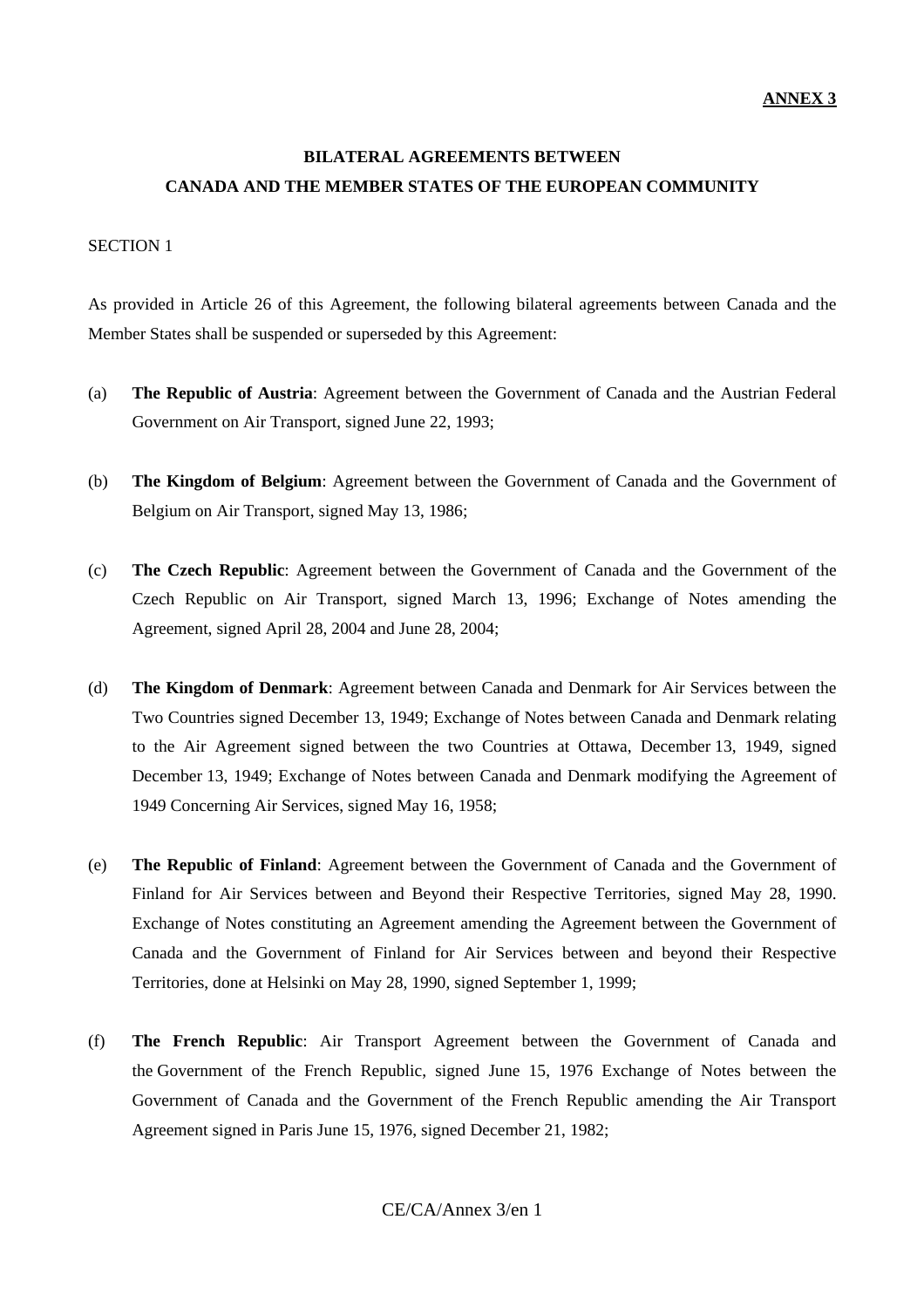**ANNEX 3**

**BILATERAL AGREEMENTS BETWEEN CANADA AND THE MEMBER STATES OF THE EUROPEAN COMMUNITY**

SECTION 1

As provided in Article 26 of this Agreement, the following bilateral agreements between Canada and the Member States shall be suspended or superseded by this Agreement:

(a) **The Republic of Austria**: Agreement between the Government of Canada and the Austrian Federal Government on Air Transport, signed June 22, 1993;

(b) **The Kingdom of Belgium**: Agreement between the Government of Canada and the Government of Belgium on Air Transport, signed May 13, 1986;

(c) **The Czech Republic**: Agreement between the Government of Canada and the Government of the Czech Republic on Air Transport, signed March 13, 1996; Exchange of Notes amending the Agreement, signed April 28, 2004 and June 28, 2004;

(d) **The Kingdom of Denmark**: Agreement between Canada and Denmark for Air Services between the Two Countries signed December 13, 1949; Exchange of Notes between Canada and Denmark relating to the Air Agreement signed between the two Countries at Ottawa, December 13, 1949, signed December 13, 1949; Exchange of Notes between Canada and Denmark modifying the Agreement of 1949 Concerning Air Services, signed May 16, 1958;

(e) **The Republic of Finland**: Agreement between the Government of Canada and the Government of Finland for Air Services between and Beyond their Respective Territories, signed May 28, 1990. Exchange of Notes constituting an Agreement amending the Agreement between the Government of Canada and the Government of Finland for Air Services between and beyond their Respective Territories, done at Helsinki on May 28, 1990, signed September 1, 1999;

(f) **The French Republic**: Air Transport Agreement between the Government of Canada and the Government of the French Republic, signed June 15, 1976 Exchange of Notes between the Government of Canada and the Government of the French Republic amending the Air Transport Agreement signed in Paris June 15, 1976, signed December 21, 1982;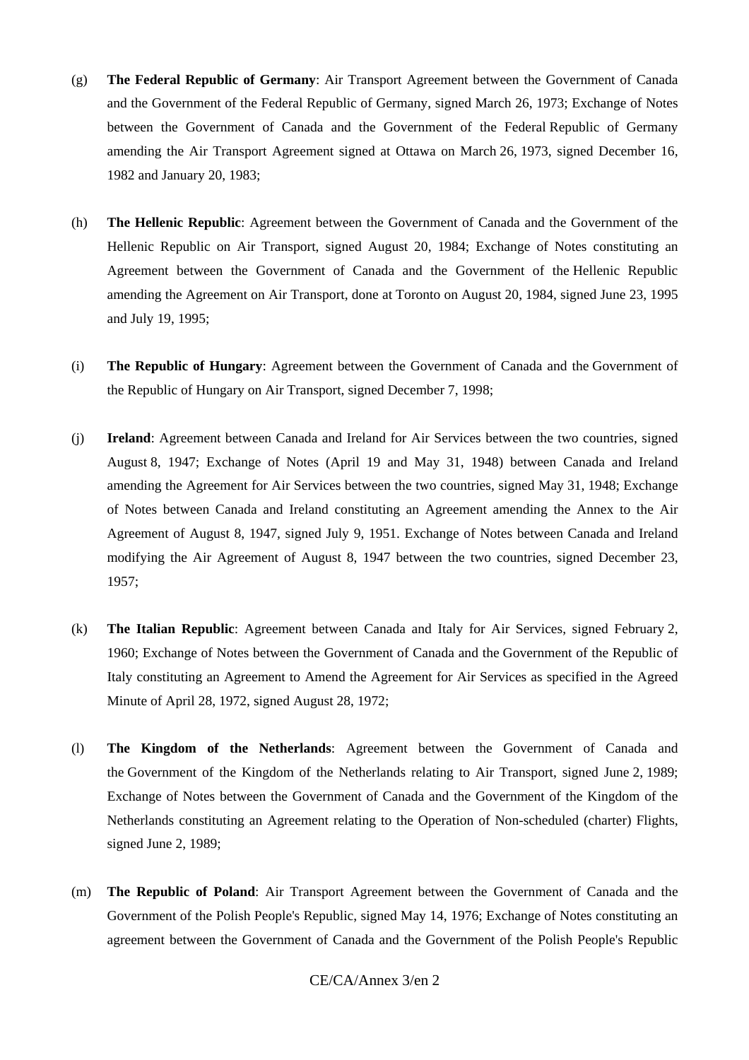(g) **The Federal Republic of Germany**: Air Transport Agreement between the Government of Canada and the Government of the Federal Republic of Germany, signed March 26, 1973; Exchange of Notes between the Government of Canada and the Government of the Federal Republic of Germany amending the Air Transport Agreement signed at Ottawa on March 26, 1973, signed December 16, 1982 and January 20, 1983;

(h) **The Hellenic Republic**: Agreement between the Government of Canada and the Government of the Hellenic Republic on Air Transport, signed August 20, 1984; Exchange of Notes constituting an Agreement between the Government of Canada and the Government of the Hellenic Republic amending the Agreement on Air Transport, done at Toronto on August 20, 1984, signed June 23, 1995 and July 19, 1995;

(i) **The Republic of Hungary**: Agreement between the Government of Canada and the Government of the Republic of Hungary on Air Transport, signed December 7, 1998;

(j) **Ireland**: Agreement between Canada and Ireland for Air Services between the two countries, signed August 8, 1947; Exchange of Notes (April 19 and May 31, 1948) between Canada and Ireland amending the Agreement for Air Services between the two countries, signed May 31, 1948; Exchange of Notes between Canada and Ireland constituting an Agreement amending the Annex to the Air Agreement of August 8, 1947, signed July 9, 1951. Exchange of Notes between Canada and Ireland modifying the Air Agreement of August 8, 1947 between the two countries, signed December 23, 1957;

(k) **The Italian Republic**: Agreement between Canada and Italy for Air Services, signed February 2, 1960; Exchange of Notes between the Government of Canada and the Government of the Republic of Italy constituting an Agreement to Amend the Agreement for Air Services as specified in the Agreed Minute of April 28, 1972, signed August 28, 1972;

(l) **The Kingdom of the Netherlands**: Agreement between the Government of Canada and the Government of the Kingdom of the Netherlands relating to Air Transport, signed June 2, 1989; Exchange of Notes between the Government of Canada and the Government of the Kingdom of the Netherlands constituting an Agreement relating to the Operation of Non-scheduled (charter) Flights, signed June 2, 1989;

(m) **The Republic of Poland**: Air Transport Agreement between the Government of Canada and the Government of the Polish People's Republic, signed May 14, 1976; Exchange of Notes constituting an agreement between the Government of Canada and the Government of the Polish People's Republic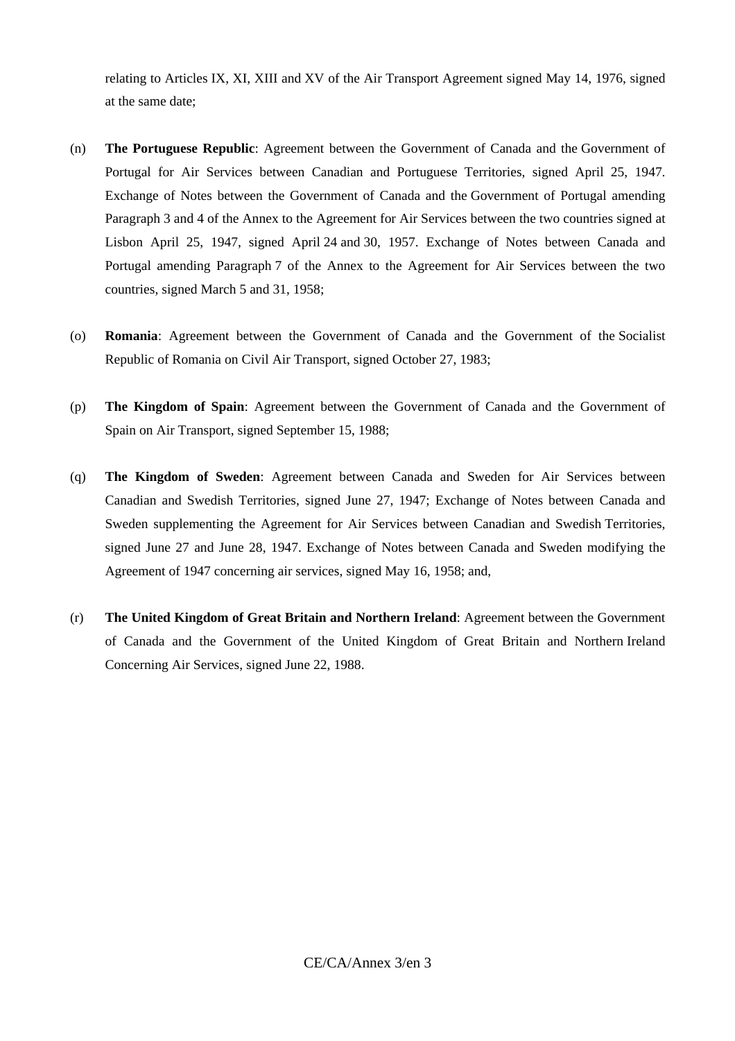relating to Articles IX, XI, XIII and XV of the Air Transport Agreement signed May 14, 1976, signed at the same date;

(n) **The Portuguese Republic**: Agreement between the Government of Canada and the Government of Portugal for Air Services between Canadian and Portuguese Territories, signed April 25, 1947. Exchange of Notes between the Government of Canada and the Government of Portugal amending Paragraph 3 and 4 of the Annex to the Agreement for Air Services between the two countries signed at Lisbon April 25, 1947, signed April 24 and 30, 1957. Exchange of Notes between Canada and Portugal amending Paragraph 7 of the Annex to the Agreement for Air Services between the two countries, signed March 5 and 31, 1958;

(o) **Romania**: Agreement between the Government of Canada and the Government of the Socialist Republic of Romania on Civil Air Transport, signed October 27, 1983;

(p) **The Kingdom of Spain**: Agreement between the Government of Canada and the Government of Spain on Air Transport, signed September 15, 1988;

(q) **The Kingdom of Sweden**: Agreement between Canada and Sweden for Air Services between Canadian and Swedish Territories, signed June 27, 1947; Exchange of Notes between Canada and Sweden supplementing the Agreement for Air Services between Canadian and Swedish Territories, signed June 27 and June 28, 1947. Exchange of Notes between Canada and Sweden modifying the Agreement of 1947 concerning air services, signed May 16, 1958; and,

(r) **The United Kingdom of Great Britain and Northern Ireland**: Agreement between the Government of Canada and the Government of the United Kingdom of Great Britain and Northern Ireland Concerning Air Services, signed June 22, 1988.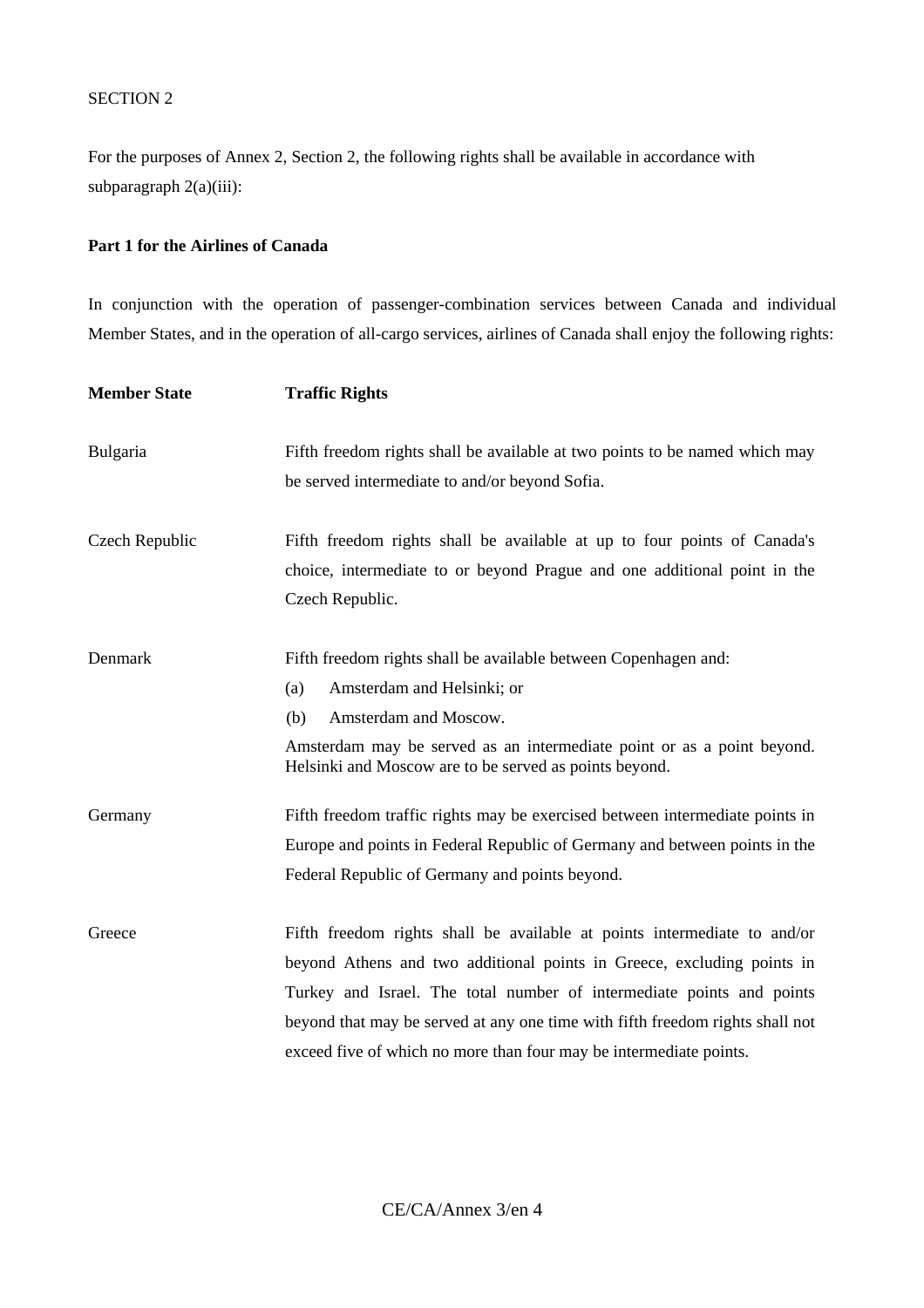SECTION 2

For the purposes of Annex 2, Section 2, the following rights shall be available in accordance with subparagraph 2(a)(iii):

**Part 1 for the Airlines of Canada**

In conjunction with the operation of passenger-combination services between Canada and individual Member States, and in the operation of all-cargo services, airlines of Canada shall enjoy the following rights:

| **Member State** | **Traffic Rights** |
|---|---|
| Bulgaria | Fifth freedom rights shall be available at two points to be named which may be served intermediate to and/or beyond Sofia. |
| Czech Republic | Fifth freedom rights shall be available at up to four points of Canada's choice, intermediate to or beyond Prague and one additional point in the Czech Republic. |
| Denmark | Fifth freedom rights shall be available between Copenhagen and: (a) Amsterdam and Helsinki; or (b) Amsterdam and Moscow. Amsterdam may be served as an intermediate point or as a point beyond. Helsinki and Moscow are to be served as points beyond. |
| Germany | Fifth freedom traffic rights may be exercised between intermediate points in Europe and points in Federal Republic of Germany and between points in the Federal Republic of Germany and points beyond. |
| Greece | Fifth freedom rights shall be available at points intermediate to and/or beyond Athens and two additional points in Greece, excluding points in Turkey and Israel. The total number of intermediate points and points beyond that may be served at any one time with fifth freedom rights shall not exceed five of which no more than four may be intermediate points. |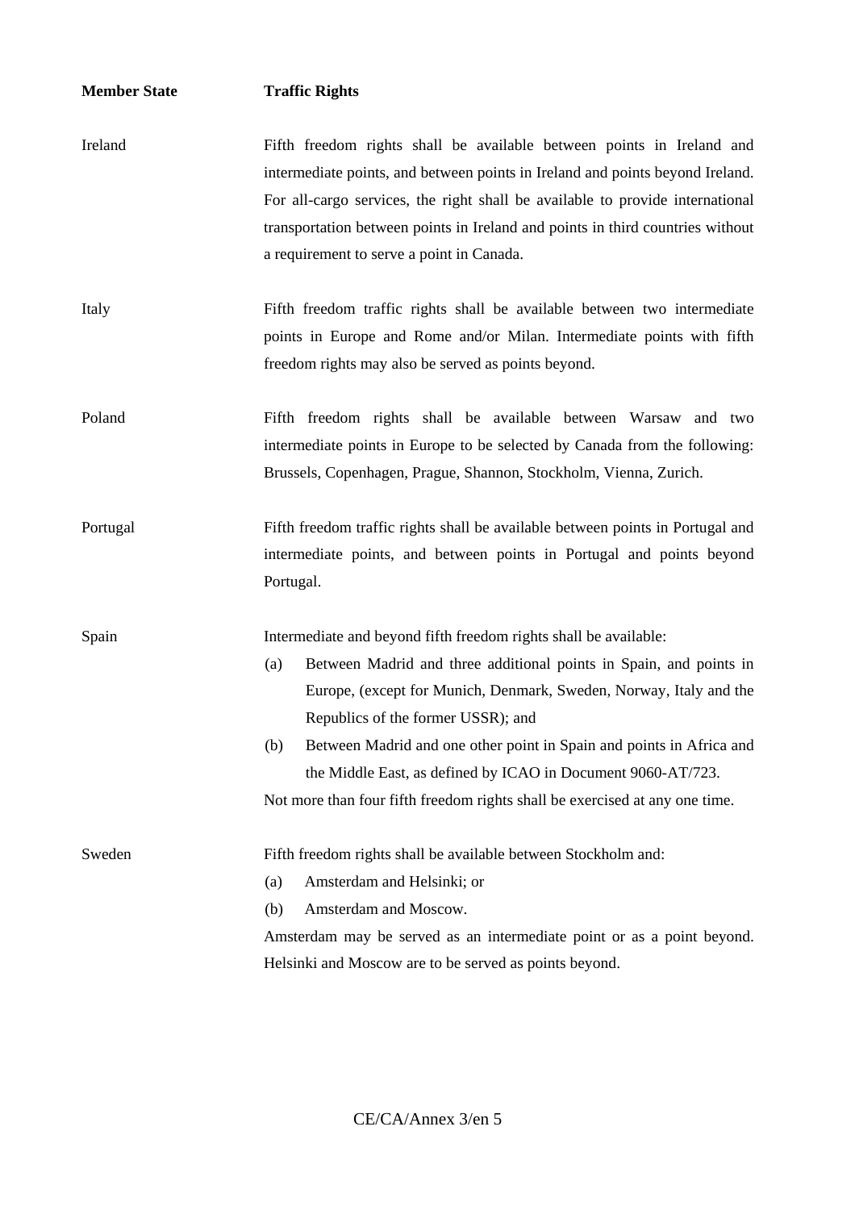| Member State | Traffic Rights |
| --- | --- |
| Ireland | Fifth freedom rights shall be available between points in Ireland and intermediate points, and between points in Ireland and points beyond Ireland. For all-cargo services, the right shall be available to provide international transportation between points in Ireland and points in third countries without a requirement to serve a point in Canada. |
| Italy | Fifth freedom traffic rights shall be available between two intermediate points in Europe and Rome and/or Milan. Intermediate points with fifth freedom rights may also be served as points beyond. |
| Poland | Fifth freedom rights shall be available between Warsaw and two intermediate points in Europe to be selected by Canada from the following: Brussels, Copenhagen, Prague, Shannon, Stockholm, Vienna, Zurich. |
| Portugal | Fifth freedom traffic rights shall be available between points in Portugal and intermediate points, and between points in Portugal and points beyond Portugal. |
| Spain | Intermediate and beyond fifth freedom rights shall be available:<br>(a) Between Madrid and three additional points in Spain, and points in Europe, (except for Munich, Denmark, Sweden, Norway, Italy and the Republics of the former USSR); and<br>(b) Between Madrid and one other point in Spain and points in Africa and the Middle East, as defined by ICAO in Document 9060-AT/723.<br>Not more than four fifth freedom rights shall be exercised at any one time. |
| Sweden | Fifth freedom rights shall be available between Stockholm and:<br>(a) Amsterdam and Helsinki; or<br>(b) Amsterdam and Moscow.<br>Amsterdam may be served as an intermediate point or as a point beyond. Helsinki and Moscow are to be served as points beyond. |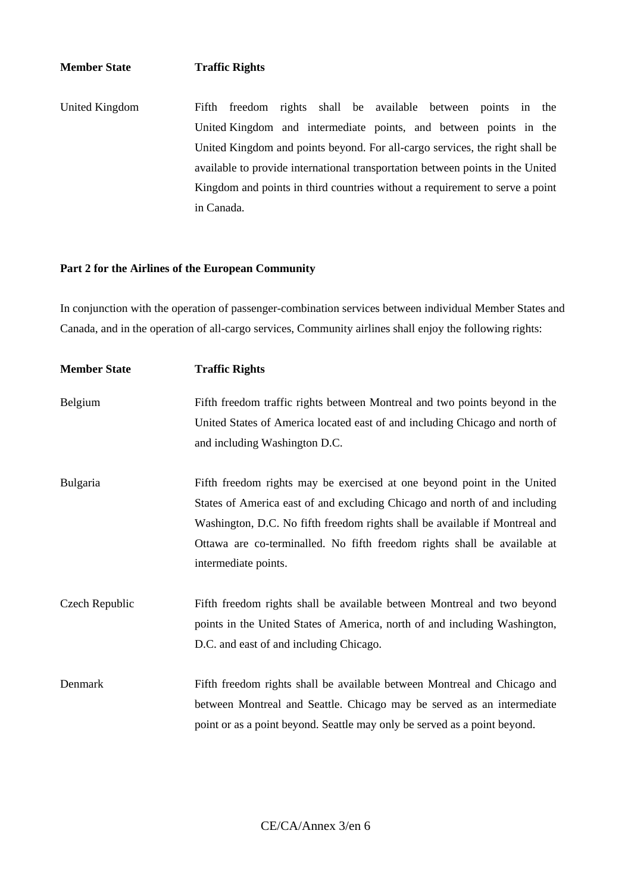| Member State | Traffic Rights |
|---|---|
| United Kingdom | Fifth freedom rights shall be available between points in the United Kingdom and intermediate points, and between points in the United Kingdom and points beyond. For all-cargo services, the right shall be available to provide international transportation between points in the United Kingdom and points in third countries without a requirement to serve a point in Canada. |

**Part 2 for the Airlines of the European Community**

In conjunction with the operation of passenger-combination services between individual Member States and Canada, and in the operation of all-cargo services, Community airlines shall enjoy the following rights:

| Member State | Traffic Rights |
|---|---|
| Belgium | Fifth freedom traffic rights between Montreal and two points beyond in the United States of America located east of and including Chicago and north of and including Washington D.C. |
| Bulgaria | Fifth freedom rights may be exercised at one beyond point in the United States of America east of and excluding Chicago and north of and including Washington, D.C. No fifth freedom rights shall be available if Montreal and Ottawa are co-terminalled. No fifth freedom rights shall be available at intermediate points. |
| Czech Republic | Fifth freedom rights shall be available between Montreal and two beyond points in the United States of America, north of and including Washington, D.C. and east of and including Chicago. |
| Denmark | Fifth freedom rights shall be available between Montreal and Chicago and between Montreal and Seattle. Chicago may be served as an intermediate point or as a point beyond. Seattle may only be served as a point beyond. |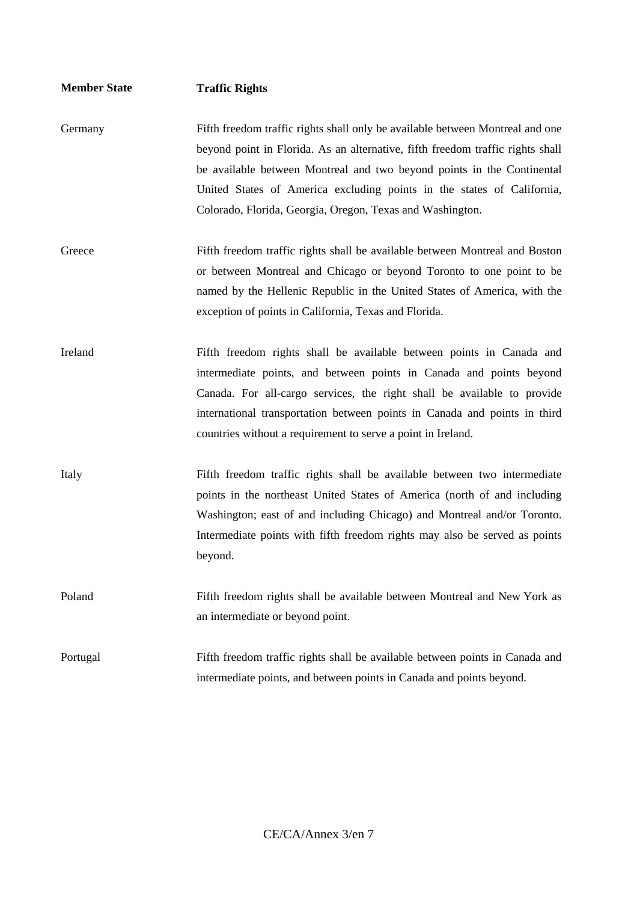| Member State | Traffic Rights |
| --- | --- |
| Germany | Fifth freedom traffic rights shall only be available between Montreal and one beyond point in Florida. As an alternative, fifth freedom traffic rights shall be available between Montreal and two beyond points in the Continental United States of America excluding points in the states of California, Colorado, Florida, Georgia, Oregon, Texas and Washington. |
| Greece | Fifth freedom traffic rights shall be available between Montreal and Boston or between Montreal and Chicago or beyond Toronto to one point to be named by the Hellenic Republic in the United States of America, with the exception of points in California, Texas and Florida. |
| Ireland | Fifth freedom rights shall be available between points in Canada and intermediate points, and between points in Canada and points beyond Canada. For all-cargo services, the right shall be available to provide international transportation between points in Canada and points in third countries without a requirement to serve a point in Ireland. |
| Italy | Fifth freedom traffic rights shall be available between two intermediate points in the northeast United States of America (north of and including Washington; east of and including Chicago) and Montreal and/or Toronto. Intermediate points with fifth freedom rights may also be served as points beyond. |
| Poland | Fifth freedom rights shall be available between Montreal and New York as an intermediate or beyond point. |
| Portugal | Fifth freedom traffic rights shall be available between points in Canada and intermediate points, and between points in Canada and points beyond. |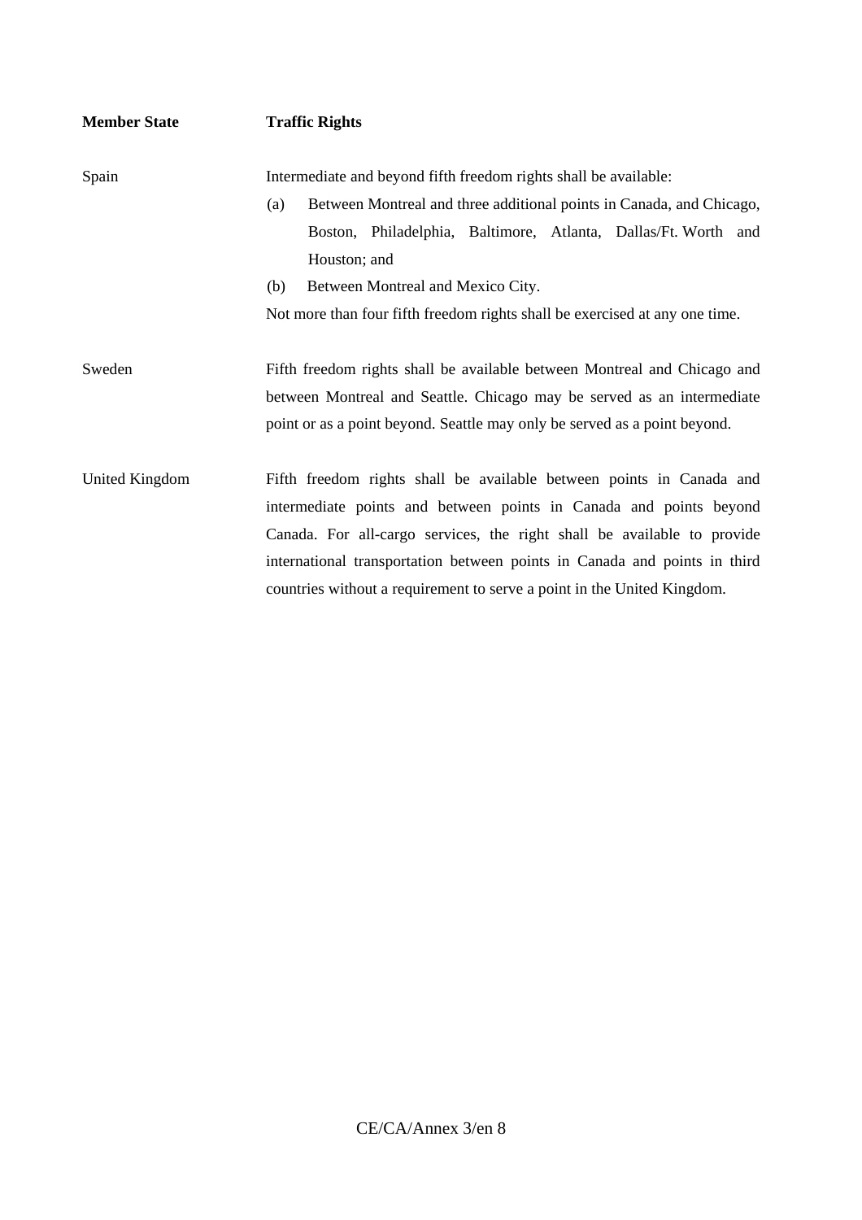| Member State | Traffic Rights |
| --- | --- |
| Spain | Intermediate and beyond fifth freedom rights shall be available:<br>(a) Between Montreal and three additional points in Canada, and Chicago, Boston, Philadelphia, Baltimore, Atlanta, Dallas/Ft. Worth and Houston; and<br>(b) Between Montreal and Mexico City.<br>Not more than four fifth freedom rights shall be exercised at any one time. |
| Sweden | Fifth freedom rights shall be available between Montreal and Chicago and between Montreal and Seattle. Chicago may be served as an intermediate point or as a point beyond. Seattle may only be served as a point beyond. |
| United Kingdom | Fifth freedom rights shall be available between points in Canada and intermediate points and between points in Canada and points beyond Canada. For all-cargo services, the right shall be available to provide international transportation between points in Canada and points in third countries without a requirement to serve a point in the United Kingdom. |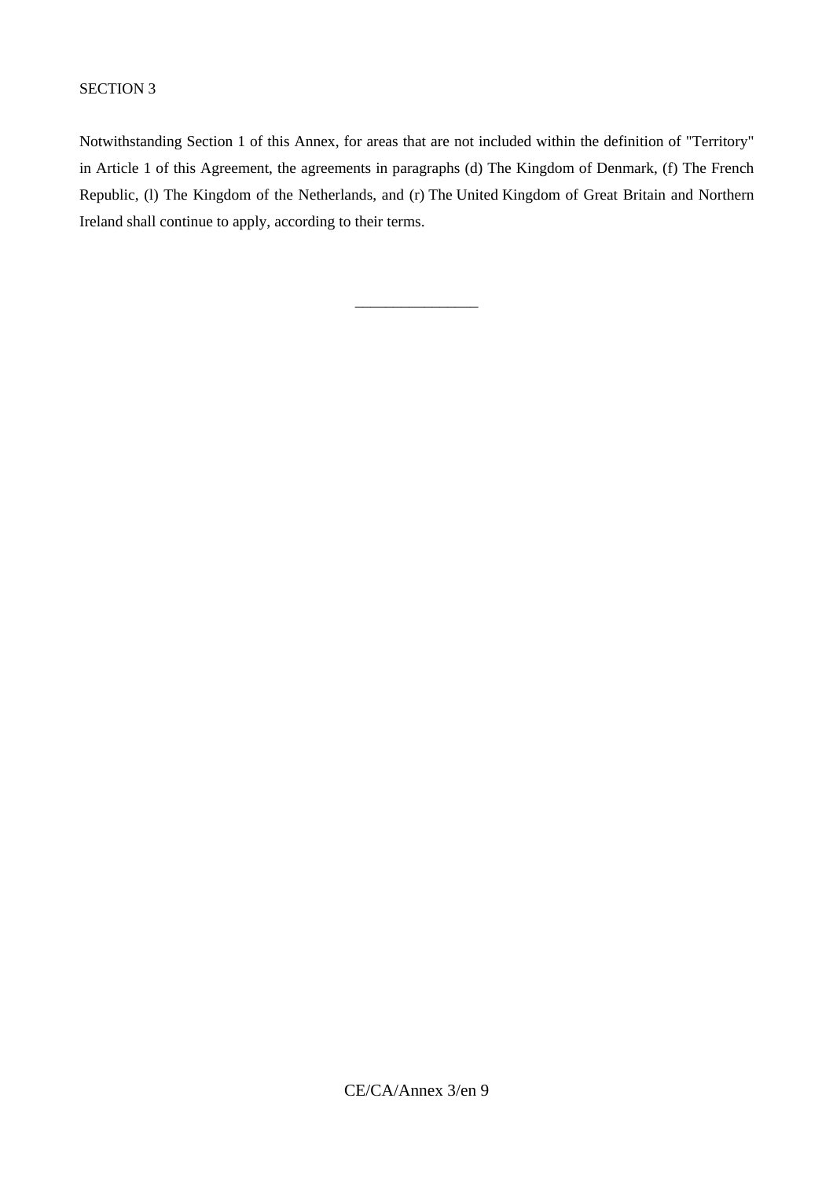SECTION 3

Notwithstanding Section 1 of this Annex, for areas that are not included within the definition of "Territory" in Article 1 of this Agreement, the agreements in paragraphs (d) The Kingdom of Denmark, (f) The French Republic, (l) The Kingdom of the Netherlands, and (r) The United Kingdom of Great Britain and Northern Ireland shall continue to apply, according to their terms.

________________